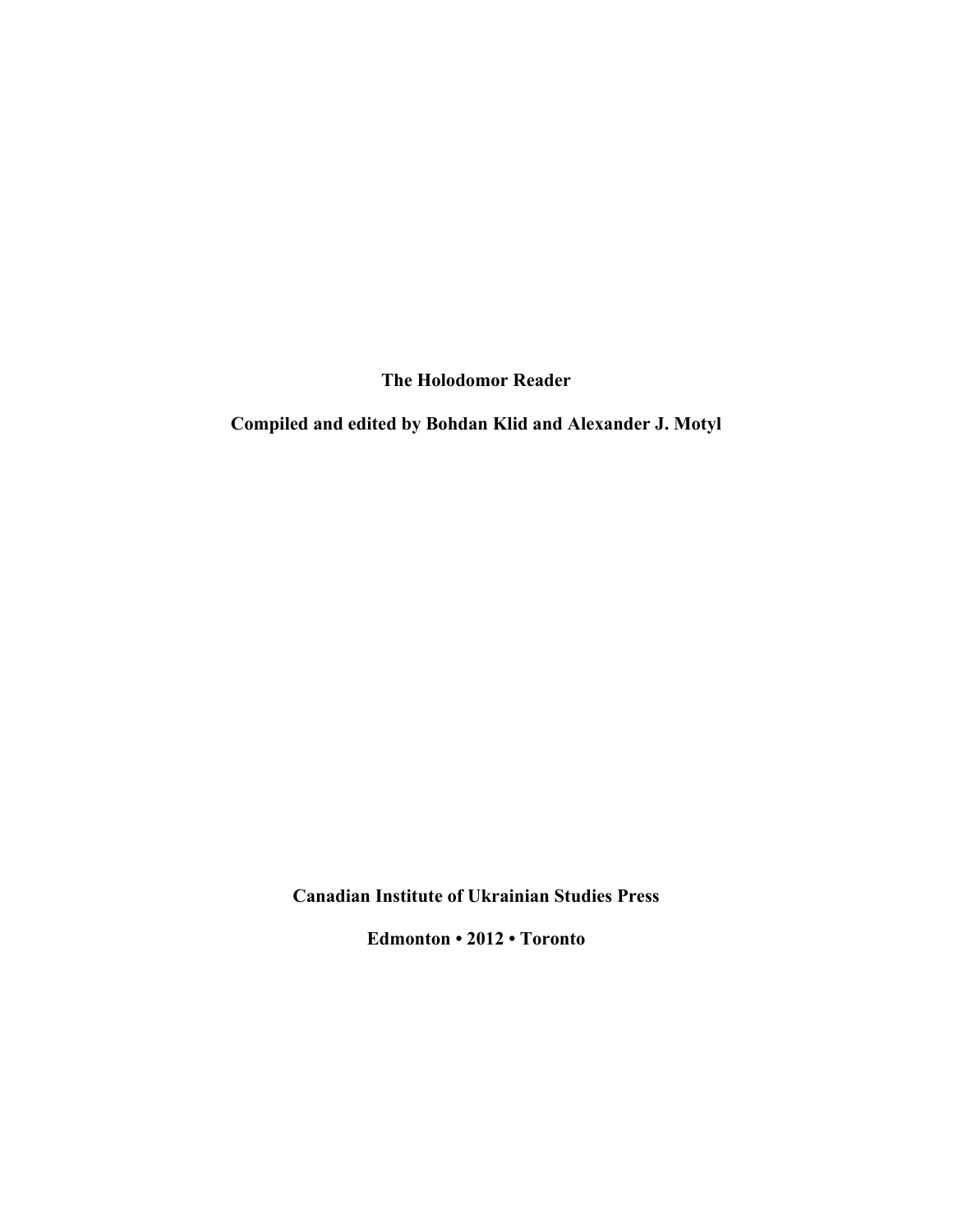# The Holodomor Reader

**Compiled and edited by Bohdan Klid and Alexander J. Motyl**

**Canadian Institute of Ukrainian Studies Press**

**Edmonton • 2012 • Toronto**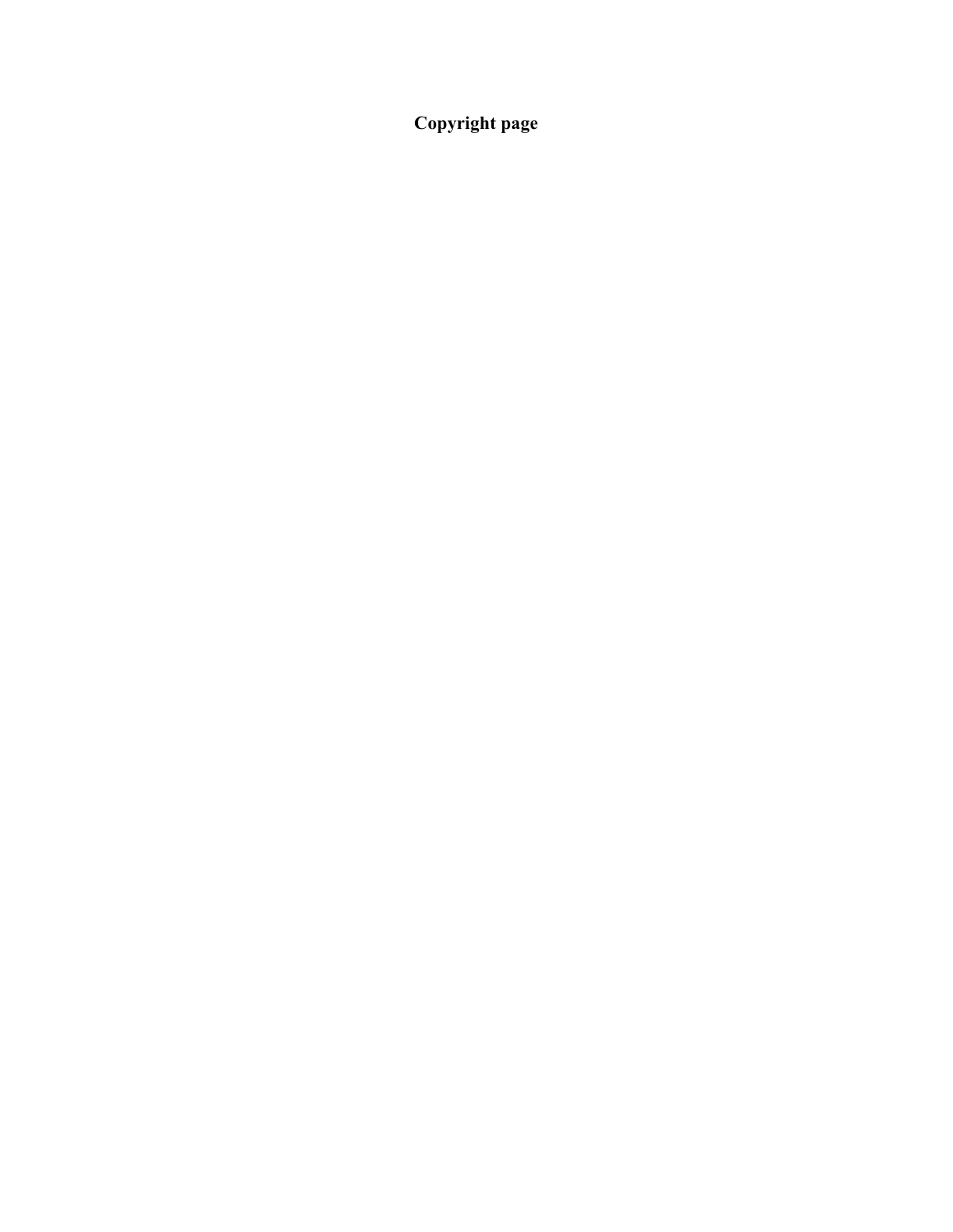**Copyright page**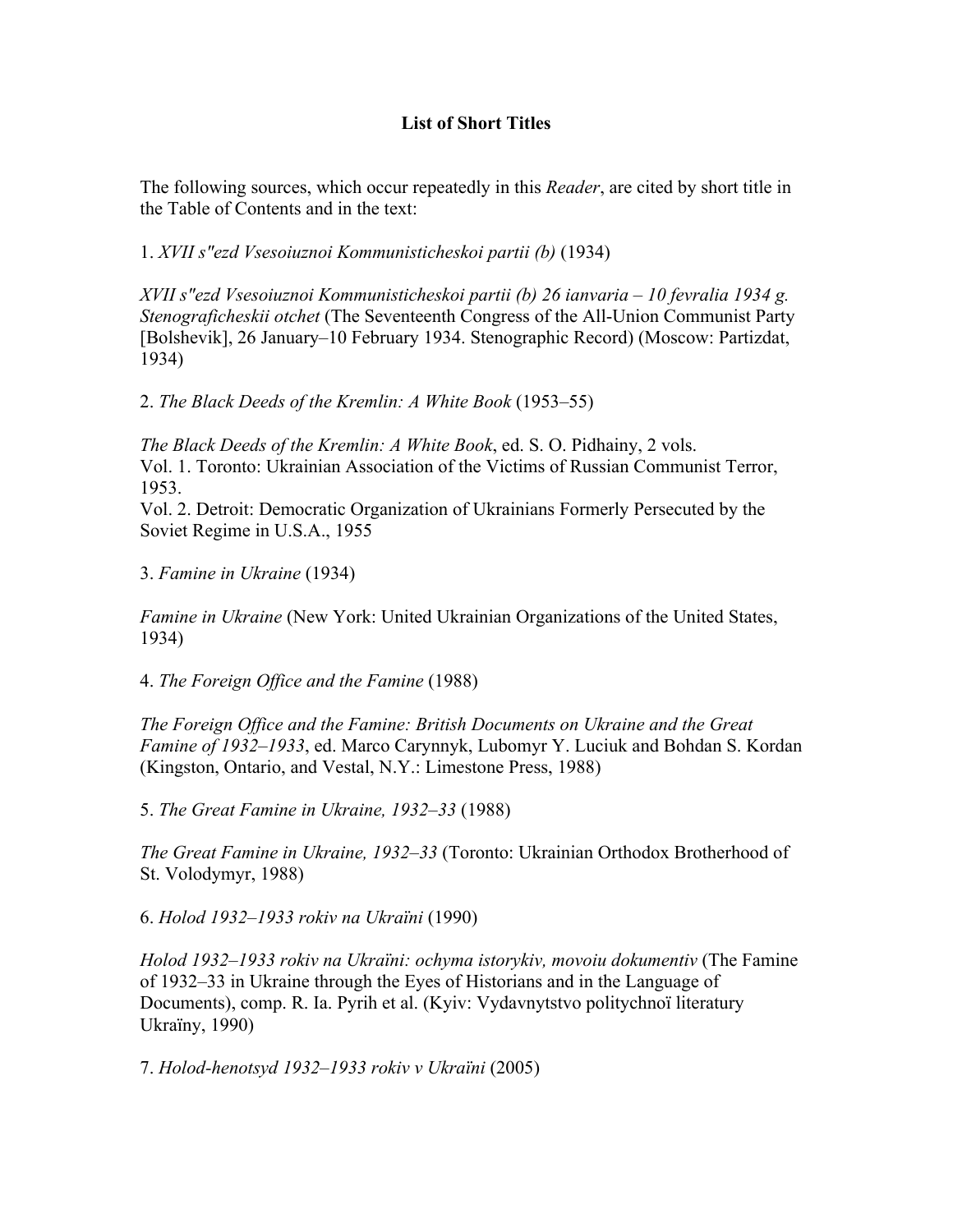**List of Short Titles**

The following sources, which occur repeatedly in this *Reader*, are cited by short title in the Table of Contents and in the text:

1. *XVII s"ezd Vsesoiuznoi Kommunisticheskoi partii (b)* (1934)

*XVII s"ezd Vsesoiuznoi Kommunisticheskoi partii (b) 26 ianvaria – 10 fevralia 1934 g. Stenograficheskii otchet* (The Seventeenth Congress of the All-Union Communist Party [Bolshevik], 26 January–10 February 1934. Stenographic Record) (Moscow: Partizdat, 1934)

2. *The Black Deeds of the Kremlin: A White Book* (1953–55)

*The Black Deeds of the Kremlin: A White Book*, ed. S. O. Pidhainy, 2 vols.
Vol. 1. Toronto: Ukrainian Association of the Victims of Russian Communist Terror, 1953.
Vol. 2. Detroit: Democratic Organization of Ukrainians Formerly Persecuted by the Soviet Regime in U.S.A., 1955

3. *Famine in Ukraine* (1934)

*Famine in Ukraine* (New York: United Ukrainian Organizations of the United States, 1934)

4. *The Foreign Office and the Famine* (1988)

*The Foreign Office and the Famine: British Documents on Ukraine and the Great Famine of 1932–1933*, ed. Marco Carynnyk, Lubomyr Y. Luciuk and Bohdan S. Kordan (Kingston, Ontario, and Vestal, N.Y.: Limestone Press, 1988)

5. *The Great Famine in Ukraine, 1932–33* (1988)

*The Great Famine in Ukraine, 1932–33* (Toronto: Ukrainian Orthodox Brotherhood of St. Volodymyr, 1988)

6. *Holod 1932–1933 rokiv na Ukraïni* (1990)

*Holod 1932–1933 rokiv na Ukraïni: ochyma istorykiv, movoiu dokumentiv* (The Famine of 1932–33 in Ukraine through the Eyes of Historians and in the Language of Documents), comp. R. Ia. Pyrih et al. (Kyiv: Vydavnytstvo politychnoï literatury Ukraïny, 1990)

7. *Holod-henotsyd 1932–1933 rokiv v Ukraïni* (2005)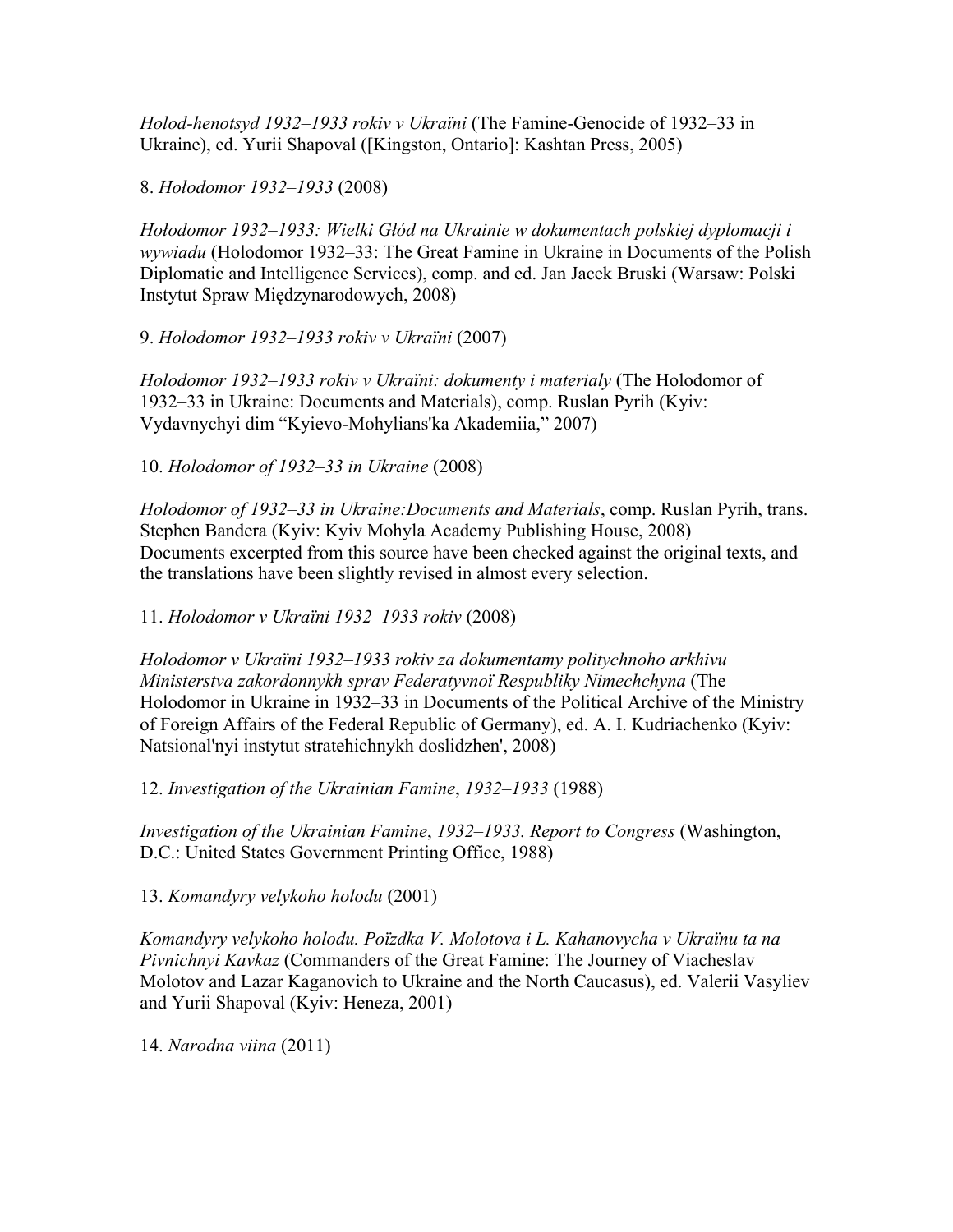*Holod-henotsyd 1932–1933 rokiv v Ukraïni* (The Famine-Genocide of 1932–33 in Ukraine), ed. Yurii Shapoval ([Kingston, Ontario]: Kashtan Press, 2005)

8. *Hołodomor 1932–1933* (2008)

*Hołodomor 1932–1933: Wielki Głód na Ukrainie w dokumentach polskiej dyplomacji i wywiadu* (Holodomor 1932–33: The Great Famine in Ukraine in Documents of the Polish Diplomatic and Intelligence Services), comp. and ed. Jan Jacek Bruski (Warsaw: Polski Instytut Spraw Międzynarodowych, 2008)

9. *Holodomor 1932–1933 rokiv v Ukraïni* (2007)

*Holodomor 1932–1933 rokiv v Ukraïni: dokumenty i materialy* (The Holodomor of 1932–33 in Ukraine: Documents and Materials), comp. Ruslan Pyrih (Kyiv: Vydavnychyi dim "Kyievo-Mohylians'ka Akademiia," 2007)

10. *Holodomor of 1932–33 in Ukraine* (2008)

*Holodomor of 1932–33 in Ukraine:Documents and Materials*, comp. Ruslan Pyrih, trans. Stephen Bandera (Kyiv: Kyiv Mohyla Academy Publishing House, 2008)
Documents excerpted from this source have been checked against the original texts, and the translations have been slightly revised in almost every selection.

11. *Holodomor v Ukraïni 1932–1933 rokiv* (2008)

*Holodomor v Ukraïni 1932–1933 rokiv za dokumentamy politychnoho arkhivu Ministerstva zakordonnykh sprav Federatyvnoï Respubliky Nimechchyna* (The Holodomor in Ukraine in 1932–33 in Documents of the Political Archive of the Ministry of Foreign Affairs of the Federal Republic of Germany), ed. A. I. Kudriachenko (Kyiv: Natsional'nyi instytut stratehichnykh doslidzhen', 2008)

12. *Investigation of the Ukrainian Famine*, *1932–1933* (1988)

*Investigation of the Ukrainian Famine*, *1932–1933. Report to Congress* (Washington, D.C.: United States Government Printing Office, 1988)

13. *Komandyry velykoho holodu* (2001)

*Komandyry velykoho holodu. Poïzdka V. Molotova i L. Kahanovycha v Ukraïnu ta na Pivnichnyi Kavkaz* (Commanders of the Great Famine: The Journey of Viacheslav Molotov and Lazar Kaganovich to Ukraine and the North Caucasus), ed. Valerii Vasyliev and Yurii Shapoval (Kyiv: Heneza, 2001)

14. *Narodna viina* (2011)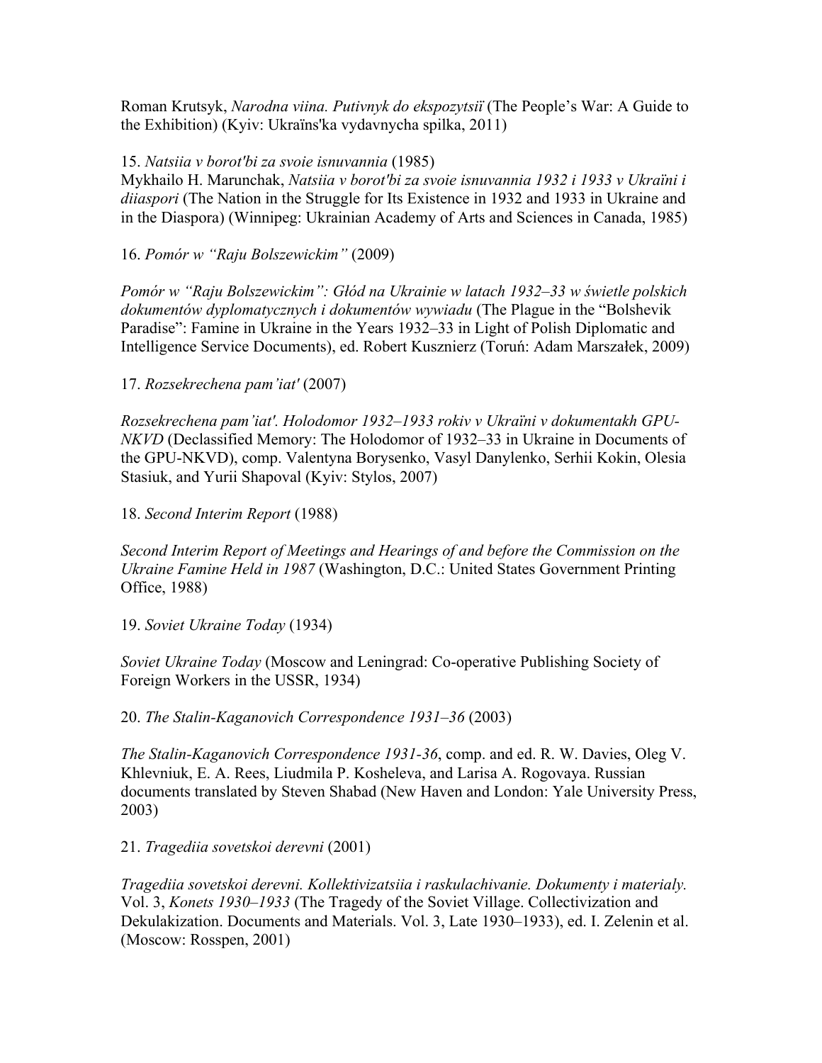Roman Krutsyk, *Narodna viina. Putivnyk do ekspozytsiï* (The People's War: A Guide to the Exhibition) (Kyiv: Ukraïns'ka vydavnycha spilka, 2011)

15. *Natsiia v borot'bi za svoie isnuvannia* (1985)

Mykhailo H. Marunchak, *Natsiia v borot'bi za svoie isnuvannia 1932 i 1933 v Ukraïni i diiaspori* (The Nation in the Struggle for Its Existence in 1932 and 1933 in Ukraine and in the Diaspora) (Winnipeg: Ukrainian Academy of Arts and Sciences in Canada, 1985)

16. *Pomór w "Raju Bolszewickim"* (2009)

*Pomór w "Raju Bolszewickim": Głód na Ukrainie w latach 1932–33 w świetle polskich dokumentów dyplomatycznych i dokumentów wywiadu* (The Plague in the "Bolshevik Paradise": Famine in Ukraine in the Years 1932–33 in Light of Polish Diplomatic and Intelligence Service Documents), ed. Robert Kusznierz (Toruń: Adam Marszałek, 2009)

17. *Rozsekrechena pam'iat'* (2007)

*Rozsekrechena pam'iat'. Holodomor 1932–1933 rokiv v Ukraïni v dokumentakh GPU-NKVD* (Declassified Memory: The Holodomor of 1932–33 in Ukraine in Documents of the GPU-NKVD), comp. Valentyna Borysenko, Vasyl Danylenko, Serhii Kokin, Olesia Stasiuk, and Yurii Shapoval (Kyiv: Stylos, 2007)

18. *Second Interim Report* (1988)

*Second Interim Report of Meetings and Hearings of and before the Commission on the Ukraine Famine Held in 1987* (Washington, D.C.: United States Government Printing Office, 1988)

19. *Soviet Ukraine Today* (1934)

*Soviet Ukraine Today* (Moscow and Leningrad: Co-operative Publishing Society of Foreign Workers in the USSR, 1934)

20. *The Stalin-Kaganovich Correspondence 1931–36* (2003)

*The Stalin-Kaganovich Correspondence 1931-36*, comp. and ed. R. W. Davies, Oleg V. Khlevniuk, E. A. Rees, Liudmila P. Kosheleva, and Larisa A. Rogovaya. Russian documents translated by Steven Shabad (New Haven and London: Yale University Press, 2003)

21. *Tragediia sovetskoi derevni* (2001)

*Tragediia sovetskoi derevni. Kollektivizatsiia i raskulachivanie. Dokumenty i materialy.* Vol. 3, *Konets 1930–1933* (The Tragedy of the Soviet Village. Collectivization and Dekulakization. Documents and Materials. Vol. 3, Late 1930–1933), ed. I. Zelenin et al. (Moscow: Rosspen, 2001)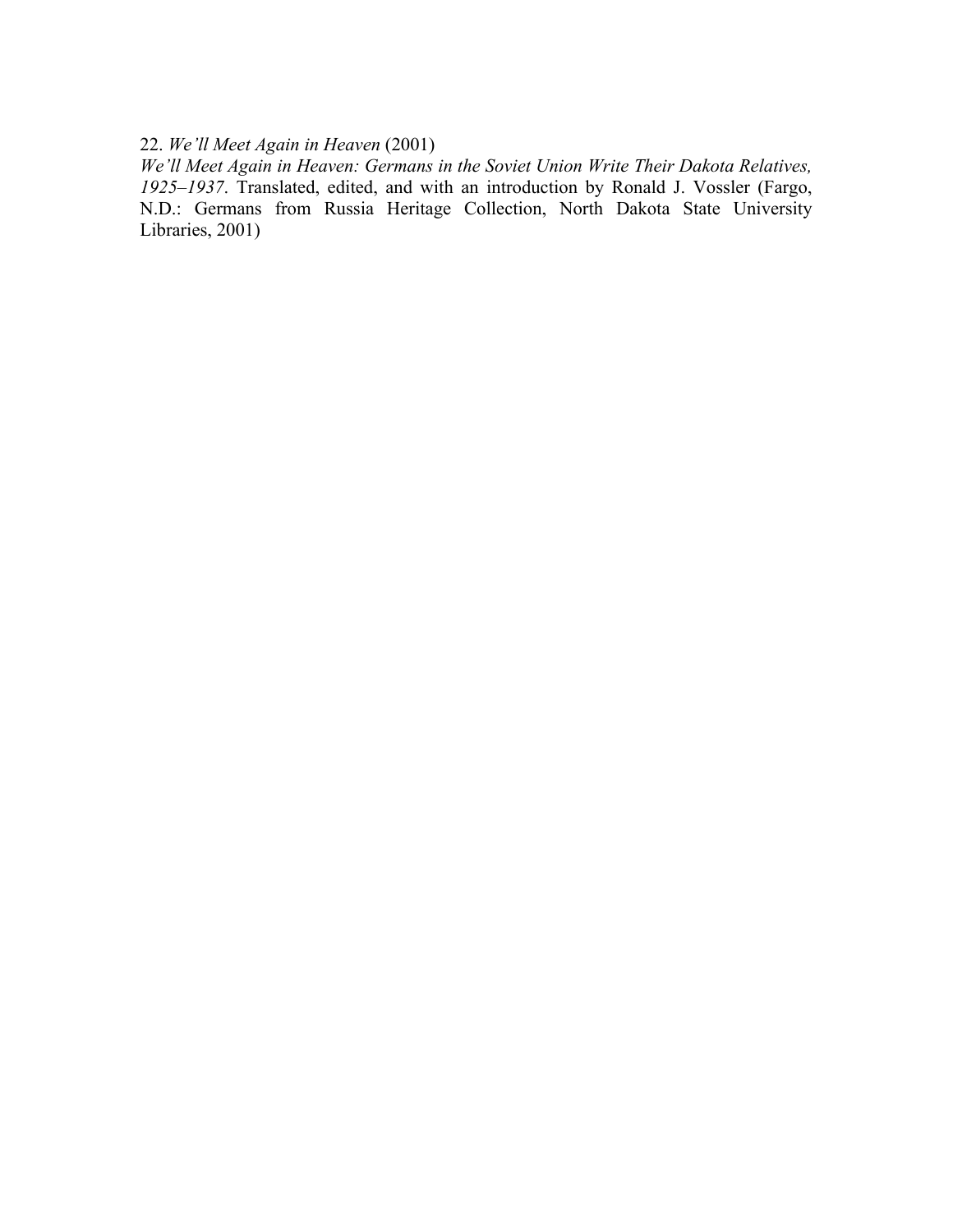22. *We'll Meet Again in Heaven* (2001)

*We'll Meet Again in Heaven: Germans in the Soviet Union Write Their Dakota Relatives, 1925–1937*. Translated, edited, and with an introduction by Ronald J. Vossler (Fargo, N.D.: Germans from Russia Heritage Collection, North Dakota State University Libraries, 2001)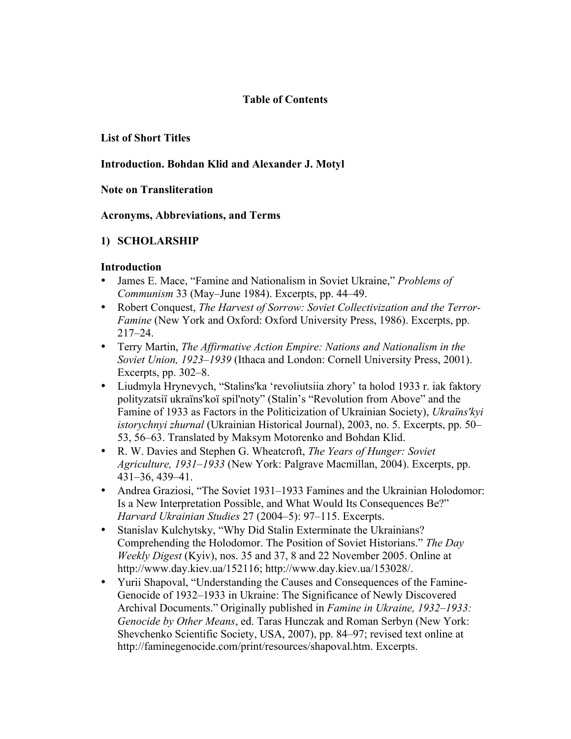# Table of Contents

**List of Short Titles**

**Introduction. Bohdan Klid and Alexander J. Motyl**

**Note on Transliteration**

**Acronyms, Abbreviations, and Terms**

## 1) SCHOLARSHIP

### Introduction

- James E. Mace, "Famine and Nationalism in Soviet Ukraine," *Problems of Communism* 33 (May–June 1984). Excerpts, pp. 44–49.
- Robert Conquest, *The Harvest of Sorrow: Soviet Collectivization and the Terror-Famine* (New York and Oxford: Oxford University Press, 1986). Excerpts, pp. 217–24.
- Terry Martin, *The Affirmative Action Empire: Nations and Nationalism in the Soviet Union, 1923–1939* (Ithaca and London: Cornell University Press, 2001). Excerpts, pp. 302–8.
- Liudmyla Hrynevych, "Stalins'ka 'revoliutsiia zhory' ta holod 1933 r. iak faktory polityzatsiï ukraïns'koï spil'noty" (Stalin's "Revolution from Above" and the Famine of 1933 as Factors in the Politicization of Ukrainian Society), *Ukraïns'kyi istorychnyi zhurnal* (Ukrainian Historical Journal), 2003, no. 5. Excerpts, pp. 50–53, 56–63. Translated by Maksym Motorenko and Bohdan Klid.
- R. W. Davies and Stephen G. Wheatcroft, *The Years of Hunger: Soviet Agriculture, 1931–1933* (New York: Palgrave Macmillan, 2004). Excerpts, pp. 431–36, 439–41.
- Andrea Graziosi, "The Soviet 1931–1933 Famines and the Ukrainian Holodomor: Is a New Interpretation Possible, and What Would Its Consequences Be?" *Harvard Ukrainian Studies* 27 (2004–5): 97–115. Excerpts.
- Stanislav Kulchytsky, "Why Did Stalin Exterminate the Ukrainians? Comprehending the Holodomor. The Position of Soviet Historians." *The Day Weekly Digest* (Kyiv), nos. 35 and 37, 8 and 22 November 2005. Online at http://www.day.kiev.ua/152116; http://www.day.kiev.ua/153028/.
- Yurii Shapoval, "Understanding the Causes and Consequences of the Famine-Genocide of 1932–1933 in Ukraine: The Significance of Newly Discovered Archival Documents." Originally published in *Famine in Ukraine, 1932–1933: Genocide by Other Means*, ed. Taras Hunczak and Roman Serbyn (New York: Shevchenko Scientific Society, USA, 2007), pp. 84–97; revised text online at http://faminegenocide.com/print/resources/shapoval.htm. Excerpts.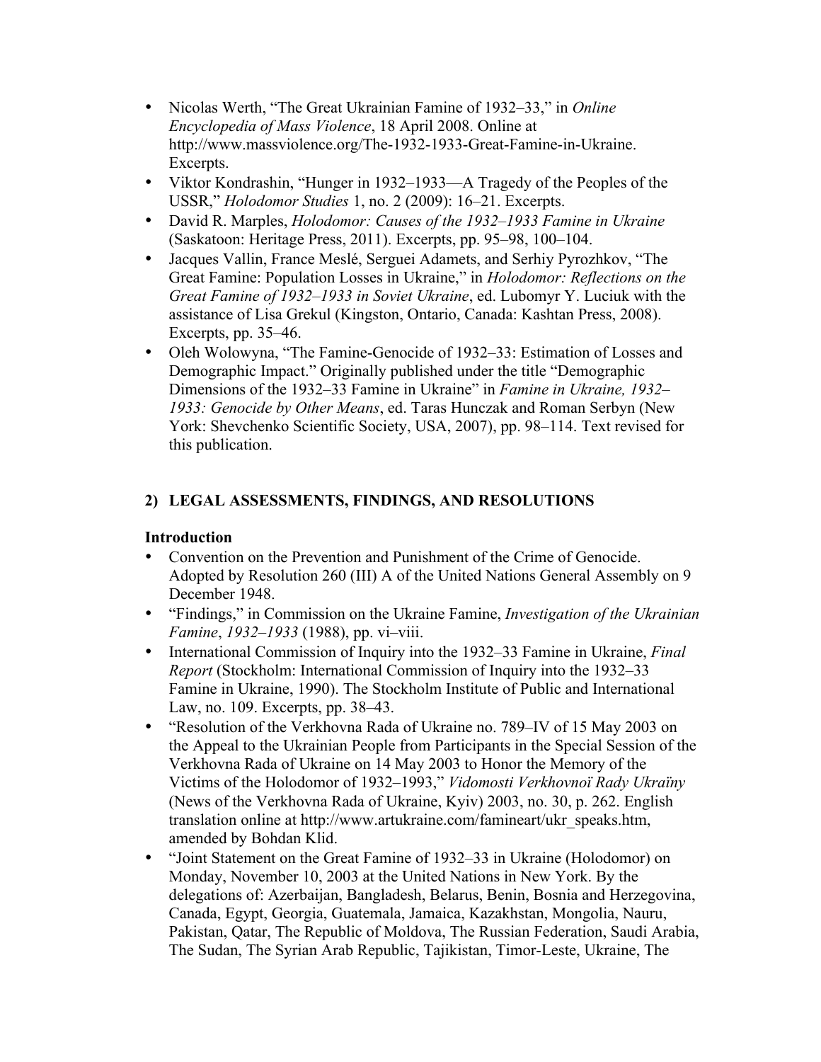- Nicolas Werth, "The Great Ukrainian Famine of 1932–33," in *Online Encyclopedia of Mass Violence*, 18 April 2008. Online at http://www.massviolence.org/The-1932-1933-Great-Famine-in-Ukraine. Excerpts.
- Viktor Kondrashin, "Hunger in 1932–1933—A Tragedy of the Peoples of the USSR," *Holodomor Studies* 1, no. 2 (2009): 16–21. Excerpts.
- David R. Marples, *Holodomor: Causes of the 1932–1933 Famine in Ukraine* (Saskatoon: Heritage Press, 2011). Excerpts, pp. 95–98, 100–104.
- Jacques Vallin, France Meslé, Serguei Adamets, and Serhiy Pyrozhkov, "The Great Famine: Population Losses in Ukraine," in *Holodomor: Reflections on the Great Famine of 1932–1933 in Soviet Ukraine*, ed. Lubomyr Y. Luciuk with the assistance of Lisa Grekul (Kingston, Ontario, Canada: Kashtan Press, 2008). Excerpts, pp. 35–46.
- Oleh Wolowyna, "The Famine-Genocide of 1932–33: Estimation of Losses and Demographic Impact." Originally published under the title "Demographic Dimensions of the 1932–33 Famine in Ukraine" in *Famine in Ukraine, 1932–1933: Genocide by Other Means*, ed. Taras Hunczak and Roman Serbyn (New York: Shevchenko Scientific Society, USA, 2007), pp. 98–114. Text revised for this publication.

## 2) LEGAL ASSESSMENTS, FINDINGS, AND RESOLUTIONS

### Introduction

- Convention on the Prevention and Punishment of the Crime of Genocide. Adopted by Resolution 260 (III) A of the United Nations General Assembly on 9 December 1948.
- "Findings," in Commission on the Ukraine Famine, *Investigation of the Ukrainian Famine*, *1932–1933* (1988), pp. vi–viii.
- International Commission of Inquiry into the 1932–33 Famine in Ukraine, *Final Report* (Stockholm: International Commission of Inquiry into the 1932–33 Famine in Ukraine, 1990). The Stockholm Institute of Public and International Law, no. 109. Excerpts, pp. 38–43.
- "Resolution of the Verkhovna Rada of Ukraine no. 789–IV of 15 May 2003 on the Appeal to the Ukrainian People from Participants in the Special Session of the Verkhovna Rada of Ukraine on 14 May 2003 to Honor the Memory of the Victims of the Holodomor of 1932–1993," *Vidomosti Verkhovnoï Rady Ukraïny* (News of the Verkhovna Rada of Ukraine, Kyiv) 2003, no. 30, p. 262. English translation online at http://www.artukraine.com/famineart/ukr_speaks.htm, amended by Bohdan Klid.
- "Joint Statement on the Great Famine of 1932–33 in Ukraine (Holodomor) on Monday, November 10, 2003 at the United Nations in New York. By the delegations of: Azerbaijan, Bangladesh, Belarus, Benin, Bosnia and Herzegovina, Canada, Egypt, Georgia, Guatemala, Jamaica, Kazakhstan, Mongolia, Nauru, Pakistan, Qatar, The Republic of Moldova, The Russian Federation, Saudi Arabia, The Sudan, The Syrian Arab Republic, Tajikistan, Timor-Leste, Ukraine, The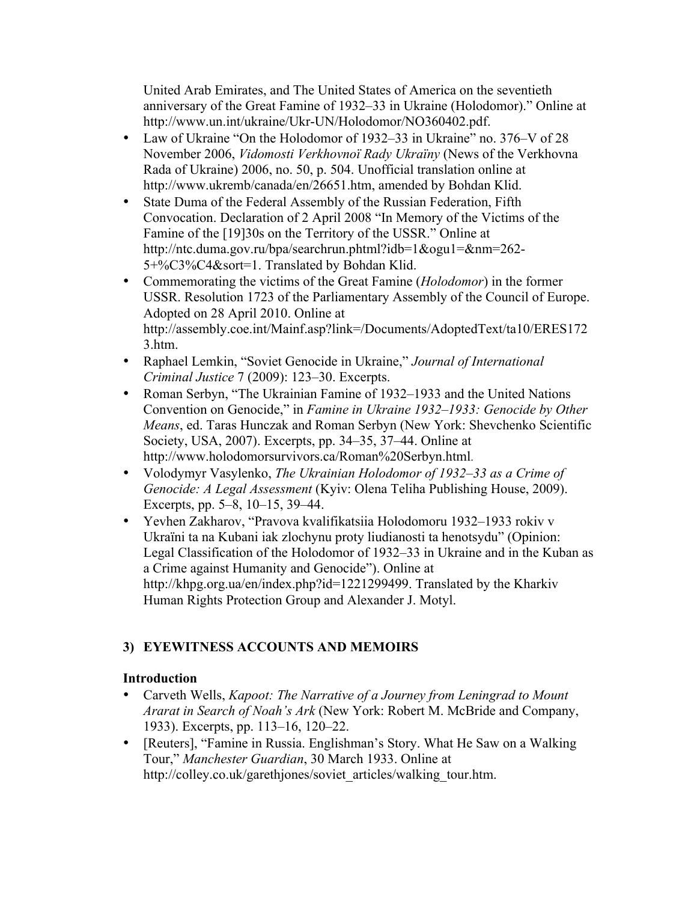United Arab Emirates, and The United States of America on the seventieth anniversary of the Great Famine of 1932–33 in Ukraine (Holodomor)." Online at http://www.un.int/ukraine/Ukr-UN/Holodomor/NO360402.pdf.

- Law of Ukraine "On the Holodomor of 1932–33 in Ukraine" no. 376–V of 28 November 2006, *Vidomosti Verkhovnoï Rady Ukraïny* (News of the Verkhovna Rada of Ukraine) 2006, no. 50, p. 504. Unofficial translation online at http://www.ukremb/canada/en/26651.htm, amended by Bohdan Klid.
- State Duma of the Federal Assembly of the Russian Federation, Fifth Convocation. Declaration of 2 April 2008 "In Memory of the Victims of the Famine of the [19]30s on the Territory of the USSR." Online at http://ntc.duma.gov.ru/bpa/searchrun.phtml?idb=1&ogu1=&nm=262-5+%C3%C4&sort=1. Translated by Bohdan Klid.
- Commemorating the victims of the Great Famine (*Holodomor*) in the former USSR. Resolution 1723 of the Parliamentary Assembly of the Council of Europe. Adopted on 28 April 2010. Online at http://assembly.coe.int/Mainf.asp?link=/Documents/AdoptedText/ta10/ERES1723.htm.
- Raphael Lemkin, "Soviet Genocide in Ukraine," *Journal of International Criminal Justice* 7 (2009): 123–30. Excerpts.
- Roman Serbyn, "The Ukrainian Famine of 1932–1933 and the United Nations Convention on Genocide," in *Famine in Ukraine 1932–1933: Genocide by Other Means*, ed. Taras Hunczak and Roman Serbyn (New York: Shevchenko Scientific Society, USA, 2007). Excerpts, pp. 34–35, 37–44. Online at http://www.holodomorsurvivors.ca/Roman%20Serbyn.html.
- Volodymyr Vasylenko, *The Ukrainian Holodomor of 1932–33 as a Crime of Genocide: A Legal Assessment* (Kyiv: Olena Teliha Publishing House, 2009). Excerpts, pp. 5–8, 10–15, 39–44.
- Yevhen Zakharov, "Pravova kvalifikatsiia Holodomoru 1932–1933 rokiv v Ukraïni ta na Kubani iak zlochynu proty liudianosti ta henotsydu" (Opinion: Legal Classification of the Holodomor of 1932–33 in Ukraine and in the Kuban as a Crime against Humanity and Genocide"). Online at http://khpg.org.ua/en/index.php?id=1221299499. Translated by the Kharkiv Human Rights Protection Group and Alexander J. Motyl.

## 3) EYEWITNESS ACCOUNTS AND MEMOIRS

### Introduction

- Carveth Wells, *Kapoot: The Narrative of a Journey from Leningrad to Mount Ararat in Search of Noah's Ark* (New York: Robert M. McBride and Company, 1933). Excerpts, pp. 113–16, 120–22.
- [Reuters], "Famine in Russia. Englishman's Story. What He Saw on a Walking Tour," *Manchester Guardian*, 30 March 1933. Online at http://colley.co.uk/garethjones/soviet_articles/walking_tour.htm.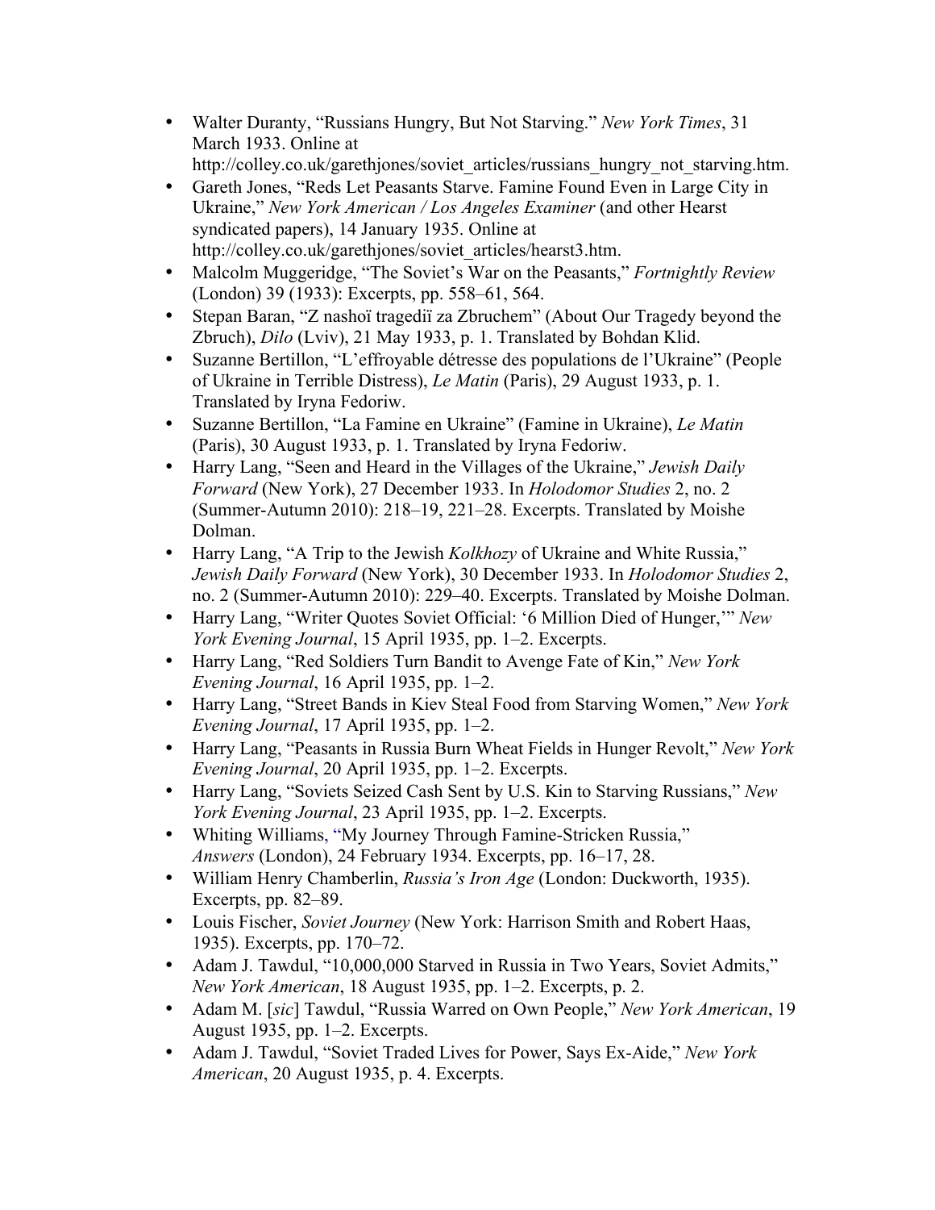- Walter Duranty, “Russians Hungry, But Not Starving.” *New York Times*, 31 March 1933. Online at http://colley.co.uk/garethjones/soviet_articles/russians_hungry_not_starving.htm.
- Gareth Jones, “Reds Let Peasants Starve. Famine Found Even in Large City in Ukraine,” *New York American / Los Angeles Examiner* (and other Hearst syndicated papers), 14 January 1935. Online at http://colley.co.uk/garethjones/soviet_articles/hearst3.htm.
- Malcolm Muggeridge, “The Soviet’s War on the Peasants,” *Fortnightly Review* (London) 39 (1933): Excerpts, pp. 558–61, 564.
- Stepan Baran, “Z nashoï tragediï za Zbruchem” (About Our Tragedy beyond the Zbruch), *Dilo* (Lviv), 21 May 1933, p. 1. Translated by Bohdan Klid.
- Suzanne Bertillon, “L’effroyable détresse des populations de l’Ukraine” (People of Ukraine in Terrible Distress), *Le Matin* (Paris), 29 August 1933, p. 1. Translated by Iryna Fedoriw.
- Suzanne Bertillon, “La Famine en Ukraine” (Famine in Ukraine), *Le Matin* (Paris), 30 August 1933, p. 1. Translated by Iryna Fedoriw.
- Harry Lang, “Seen and Heard in the Villages of the Ukraine,” *Jewish Daily Forward* (New York), 27 December 1933. In *Holodomor Studies* 2, no. 2 (Summer-Autumn 2010): 218–19, 221–28. Excerpts. Translated by Moishe Dolman.
- Harry Lang, “A Trip to the Jewish *Kolkhozy* of Ukraine and White Russia,” *Jewish Daily Forward* (New York), 30 December 1933. In *Holodomor Studies* 2, no. 2 (Summer-Autumn 2010): 229–40. Excerpts. Translated by Moishe Dolman.
- Harry Lang, “Writer Quotes Soviet Official: ‘6 Million Died of Hunger,’” *New York Evening Journal*, 15 April 1935, pp. 1–2. Excerpts.
- Harry Lang, “Red Soldiers Turn Bandit to Avenge Fate of Kin,” *New York Evening Journal*, 16 April 1935, pp. 1–2.
- Harry Lang, “Street Bands in Kiev Steal Food from Starving Women,” *New York Evening Journal*, 17 April 1935, pp. 1–2.
- Harry Lang, “Peasants in Russia Burn Wheat Fields in Hunger Revolt,” *New York Evening Journal*, 20 April 1935, pp. 1–2. Excerpts.
- Harry Lang, “Soviets Seized Cash Sent by U.S. Kin to Starving Russians,” *New York Evening Journal*, 23 April 1935, pp. 1–2. Excerpts.
- Whiting Williams, “My Journey Through Famine-Stricken Russia,” *Answers* (London), 24 February 1934. Excerpts, pp. 16–17, 28.
- William Henry Chamberlin, *Russia’s Iron Age* (London: Duckworth, 1935). Excerpts, pp. 82–89.
- Louis Fischer, *Soviet Journey* (New York: Harrison Smith and Robert Haas, 1935). Excerpts, pp. 170–72.
- Adam J. Tawdul, “10,000,000 Starved in Russia in Two Years, Soviet Admits,” *New York American*, 18 August 1935, pp. 1–2. Excerpts, p. 2.
- Adam M. [*sic*] Tawdul, “Russia Warred on Own People,” *New York American*, 19 August 1935, pp. 1–2. Excerpts.
- Adam J. Tawdul, “Soviet Traded Lives for Power, Says Ex-Aide,” *New York American*, 20 August 1935, p. 4. Excerpts.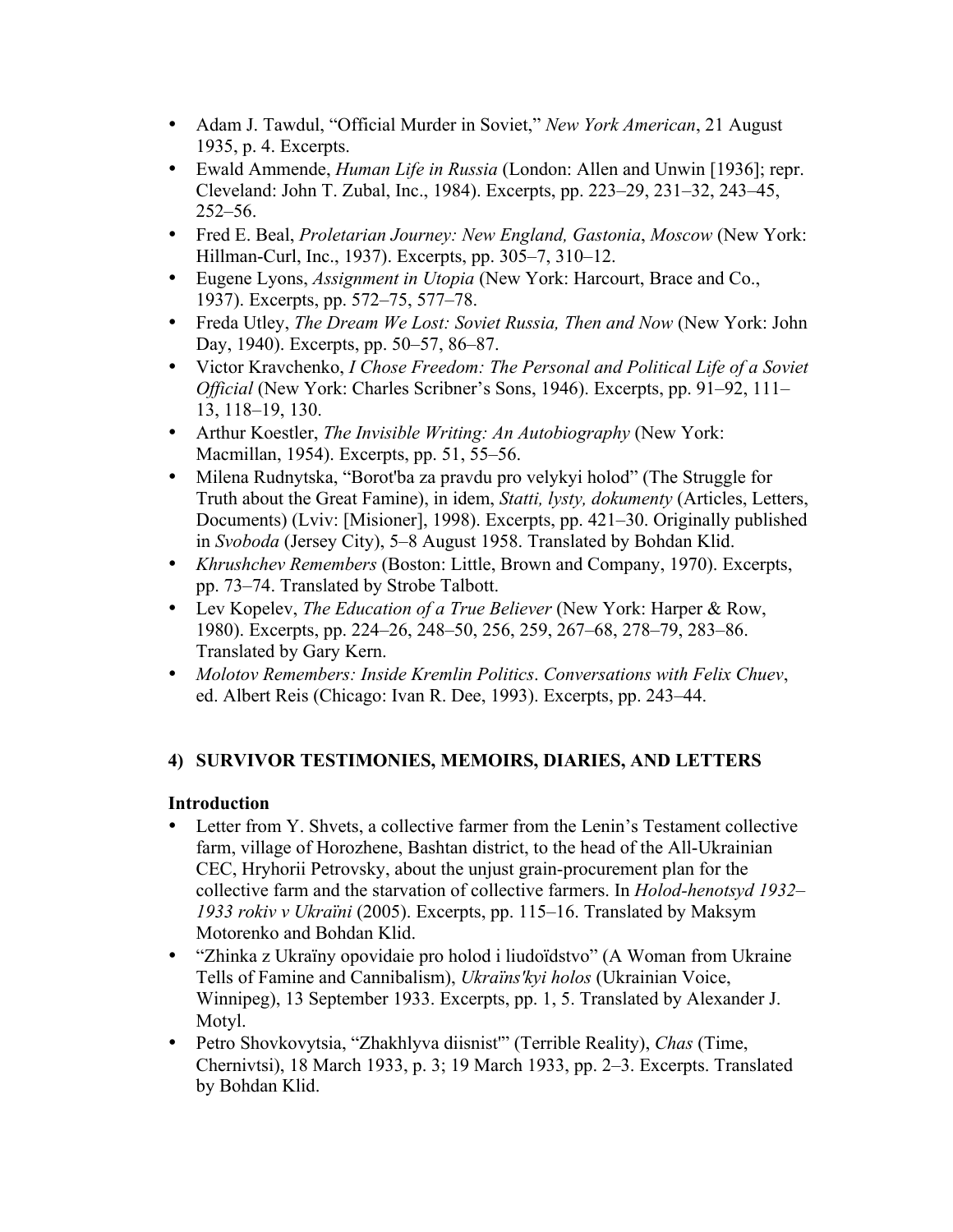- Adam J. Tawdul, "Official Murder in Soviet," *New York American*, 21 August 1935, p. 4. Excerpts.
- Ewald Ammende, *Human Life in Russia* (London: Allen and Unwin [1936]; repr. Cleveland: John T. Zubal, Inc., 1984). Excerpts, pp. 223–29, 231–32, 243–45, 252–56.
- Fred E. Beal, *Proletarian Journey: New England, Gastonia, Moscow* (New York: Hillman-Curl, Inc., 1937). Excerpts, pp. 305–7, 310–12.
- Eugene Lyons, *Assignment in Utopia* (New York: Harcourt, Brace and Co., 1937). Excerpts, pp. 572–75, 577–78.
- Freda Utley, *The Dream We Lost: Soviet Russia, Then and Now* (New York: John Day, 1940). Excerpts, pp. 50–57, 86–87.
- Victor Kravchenko, *I Chose Freedom: The Personal and Political Life of a Soviet Official* (New York: Charles Scribner's Sons, 1946). Excerpts, pp. 91–92, 111–13, 118–19, 130.
- Arthur Koestler, *The Invisible Writing: An Autobiography* (New York: Macmillan, 1954). Excerpts, pp. 51, 55–56.
- Milena Rudnytska, "Borot'ba za pravdu pro velykyi holod" (The Struggle for Truth about the Great Famine), in idem, *Statti, lysty, dokumenty* (Articles, Letters, Documents) (Lviv: [Misioner], 1998). Excerpts, pp. 421–30. Originally published in *Svoboda* (Jersey City), 5–8 August 1958. Translated by Bohdan Klid.
- *Khrushchev Remembers* (Boston: Little, Brown and Company, 1970). Excerpts, pp. 73–74. Translated by Strobe Talbott.
- Lev Kopelev, *The Education of a True Believer* (New York: Harper & Row, 1980). Excerpts, pp. 224–26, 248–50, 256, 259, 267–68, 278–79, 283–86. Translated by Gary Kern.
- *Molotov Remembers: Inside Kremlin Politics*. *Conversations with Felix Chuev*, ed. Albert Reis (Chicago: Ivan R. Dee, 1993). Excerpts, pp. 243–44.

## 4) SURVIVOR TESTIMONIES, MEMOIRS, DIARIES, AND LETTERS

**Introduction**

- Letter from Y. Shvets, a collective farmer from the Lenin's Testament collective farm, village of Horozhene, Bashtan district, to the head of the All-Ukrainian CEC, Hryhorii Petrovsky, about the unjust grain-procurement plan for the collective farm and the starvation of collective farmers. In *Holod-henotsyd 1932–1933 rokiv v Ukraïni* (2005). Excerpts, pp. 115–16. Translated by Maksym Motorenko and Bohdan Klid.
- "Zhinka z Ukraïny opovidaie pro holod i liudoïdstvo" (A Woman from Ukraine Tells of Famine and Cannibalism), *Ukraïns'kyi holos* (Ukrainian Voice, Winnipeg), 13 September 1933. Excerpts, pp. 1, 5. Translated by Alexander J. Motyl.
- Petro Shovkovytsia, "Zhakhlyva diisnist'" (Terrible Reality), *Chas* (Time, Chernivtsi), 18 March 1933, p. 3; 19 March 1933, pp. 2–3. Excerpts. Translated by Bohdan Klid.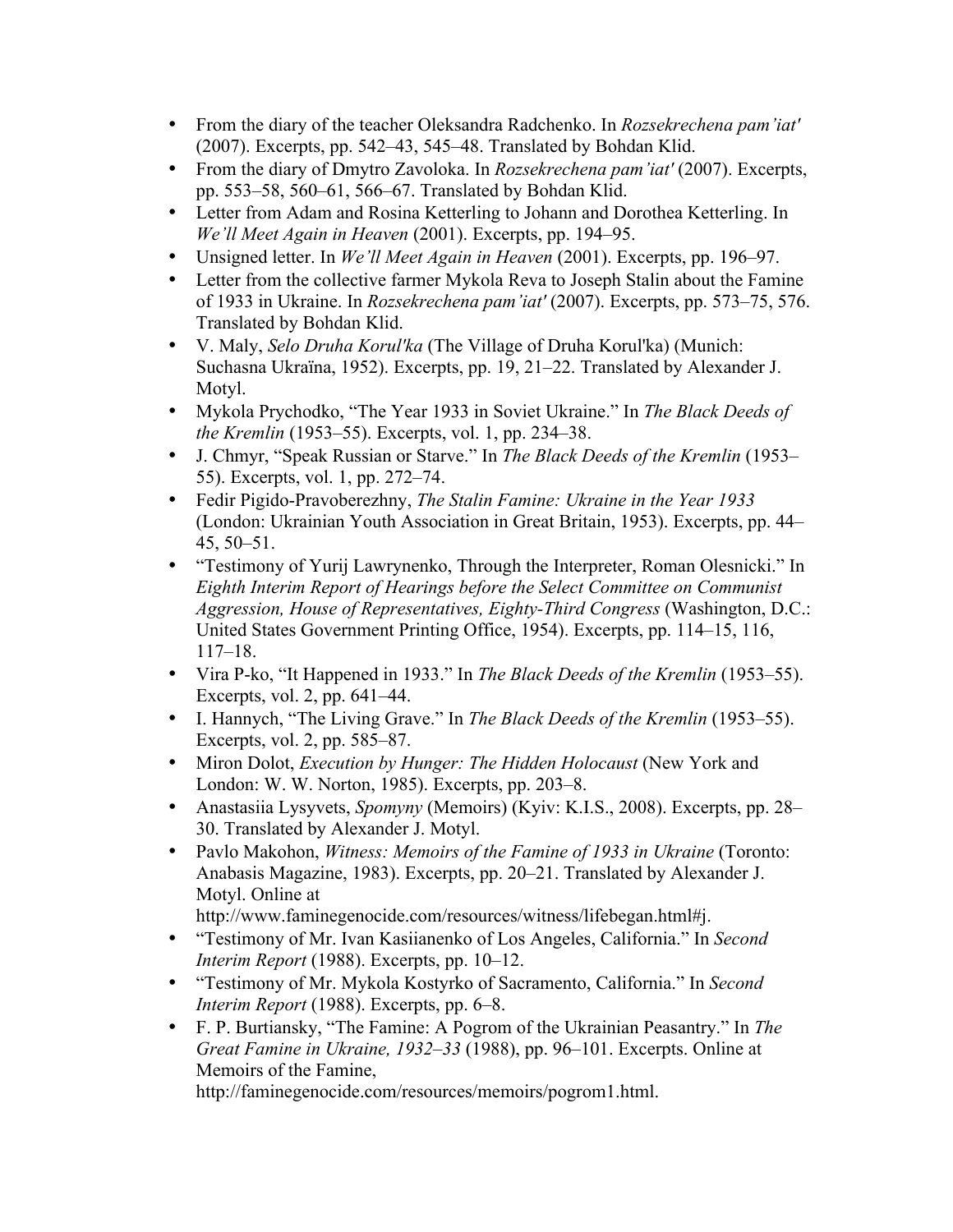- From the diary of the teacher Oleksandra Radchenko. In *Rozsekrechena pam'iat'* (2007). Excerpts, pp. 542–43, 545–48. Translated by Bohdan Klid.
- From the diary of Dmytro Zavoloka. In *Rozsekrechena pam'iat'* (2007). Excerpts, pp. 553–58, 560–61, 566–67. Translated by Bohdan Klid.
- Letter from Adam and Rosina Ketterling to Johann and Dorothea Ketterling. In *We'll Meet Again in Heaven* (2001). Excerpts, pp. 194–95.
- Unsigned letter. In *We'll Meet Again in Heaven* (2001). Excerpts, pp. 196–97.
- Letter from the collective farmer Mykola Reva to Joseph Stalin about the Famine of 1933 in Ukraine. In *Rozsekrechena pam'iat'* (2007). Excerpts, pp. 573–75, 576. Translated by Bohdan Klid.
- V. Maly, *Selo Druha Korul'ka* (The Village of Druha Korul'ka) (Munich: Suchasna Ukraïna, 1952). Excerpts, pp. 19, 21–22. Translated by Alexander J. Motyl.
- Mykola Prychodko, "The Year 1933 in Soviet Ukraine." In *The Black Deeds of the Kremlin* (1953–55). Excerpts, vol. 1, pp. 234–38.
- J. Chmyr, "Speak Russian or Starve." In *The Black Deeds of the Kremlin* (1953–55). Excerpts, vol. 1, pp. 272–74.
- Fedir Pigido-Pravoberezhny, *The Stalin Famine: Ukraine in the Year 1933* (London: Ukrainian Youth Association in Great Britain, 1953). Excerpts, pp. 44–45, 50–51.
- "Testimony of Yurij Lawrynenko, Through the Interpreter, Roman Olesnicki." In *Eighth Interim Report of Hearings before the Select Committee on Communist Aggression, House of Representatives, Eighty-Third Congress* (Washington, D.C.: United States Government Printing Office, 1954). Excerpts, pp. 114–15, 116, 117–18.
- Vira P-ko, "It Happened in 1933." In *The Black Deeds of the Kremlin* (1953–55). Excerpts, vol. 2, pp. 641–44.
- I. Hannych, "The Living Grave." In *The Black Deeds of the Kremlin* (1953–55). Excerpts, vol. 2, pp. 585–87.
- Miron Dolot, *Execution by Hunger: The Hidden Holocaust* (New York and London: W. W. Norton, 1985). Excerpts, pp. 203–8.
- Anastasiia Lysyvets, *Spomyny* (Memoirs) (Kyiv: K.I.S., 2008). Excerpts, pp. 28–30. Translated by Alexander J. Motyl.
- Pavlo Makohon, *Witness: Memoirs of the Famine of 1933 in Ukraine* (Toronto: Anabasis Magazine, 1983). Excerpts, pp. 20–21. Translated by Alexander J. Motyl. Online at http://www.faminegenocide.com/resources/witness/lifebegan.html#j.
- "Testimony of Mr. Ivan Kasiianenko of Los Angeles, California." In *Second Interim Report* (1988). Excerpts, pp. 10–12.
- "Testimony of Mr. Mykola Kostyrko of Sacramento, California." In *Second Interim Report* (1988). Excerpts, pp. 6–8.
- F. P. Burtiansky, "The Famine: A Pogrom of the Ukrainian Peasantry." In *The Great Famine in Ukraine, 1932–33* (1988), pp. 96–101. Excerpts. Online at Memoirs of the Famine, http://faminegenocide.com/resources/memoirs/pogrom1.html.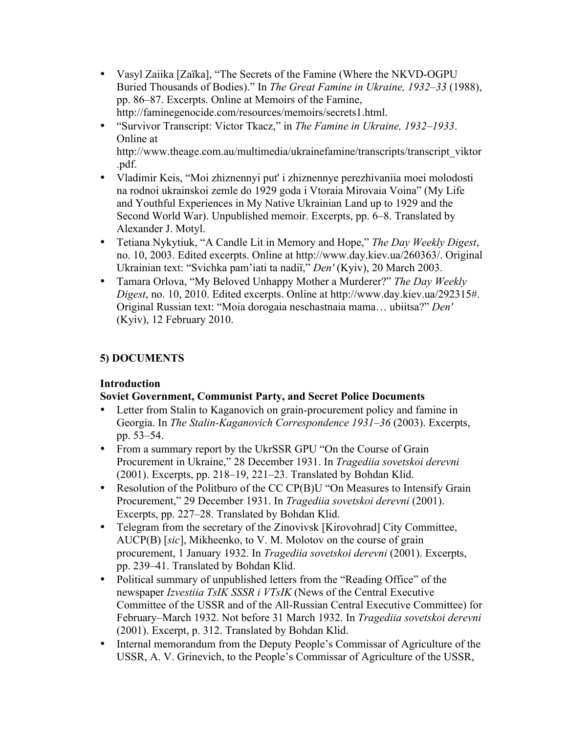- Vasyl Zaiika [Zaïka], "The Secrets of the Famine (Where the NKVD-OGPU Buried Thousands of Bodies)." In *The Great Famine in Ukraine, 1932–33* (1988), pp. 86–87. Excerpts. Online at Memoirs of the Famine, http://faminegenocide.com/resources/memoirs/secrets1.html.
- "Survivor Transcript: Victor Tkacz," in *The Famine in Ukraine, 1932–1933*. Online at http://www.theage.com.au/multimedia/ukrainefamine/transcripts/transcript_viktor.pdf.
- Vladimir Keis, "Moi zhiznennyi put' i zhiznennye perezhivaniia moei molodosti na rodnoi ukrainskoi zemle do 1929 goda i Vtoraia Mirovaia Voina" (My Life and Youthful Experiences in My Native Ukrainian Land up to 1929 and the Second World War). Unpublished memoir. Excerpts, pp. 6–8. Translated by Alexander J. Motyl.
- Tetiana Nykytiuk, "A Candle Lit in Memory and Hope," *The Day Weekly Digest*, no. 10, 2003. Edited excerpts. Online at http://www.day.kiev.ua/260363/. Original Ukrainian text: "Svichka pam'iati ta nadiï," *Den'* (Kyiv), 20 March 2003.
- Tamara Orlova, "My Beloved Unhappy Mother a Murderer?" *The Day Weekly Digest*, no. 10, 2010. Edited excerpts. Online at http://www.day.kiev.ua/292315#. Original Russian text: "Moia dorogaia neschastnaia mama… ubiitsa?" *Den'* (Kyiv), 12 February 2010.

## 5) DOCUMENTS

**Introduction**

**Soviet Government, Communist Party, and Secret Police Documents**

- Letter from Stalin to Kaganovich on grain-procurement policy and famine in Georgia. In *The Stalin-Kaganovich Correspondence 1931–36* (2003). Excerpts, pp. 53–54.
- From a summary report by the UkrSSR GPU "On the Course of Grain Procurement in Ukraine," 28 December 1931. In *Tragediia sovetskoi derevni* (2001). Excerpts, pp. 218–19, 221–23. Translated by Bohdan Klid.
- Resolution of the Politburo of the CC CP(B)U "On Measures to Intensify Grain Procurement," 29 December 1931. In *Tragediia sovetskoi derevni* (2001). Excerpts, pp. 227–28. Translated by Bohdan Klid.
- Telegram from the secretary of the Zinovivsk [Kirovohrad] City Committee, AUCP(B) [*sic*], Mikheenko, to V. M. Molotov on the course of grain procurement, 1 January 1932. In *Tragediia sovetskoi derevni* (2001). Excerpts, pp. 239–41. Translated by Bohdan Klid.
- Political summary of unpublished letters from the "Reading Office" of the newspaper *Izvestiia TsIK SSSR i VTsIK* (News of the Central Executive Committee of the USSR and of the All-Russian Central Executive Committee) for February–March 1932. Not before 31 March 1932. In *Tragediia sovetskoi derevni* (2001). Excerpt, p. 312. Translated by Bohdan Klid.
- Internal memorandum from the Deputy People's Commissar of Agriculture of the USSR, A. V. Grinevich, to the People's Commissar of Agriculture of the USSR,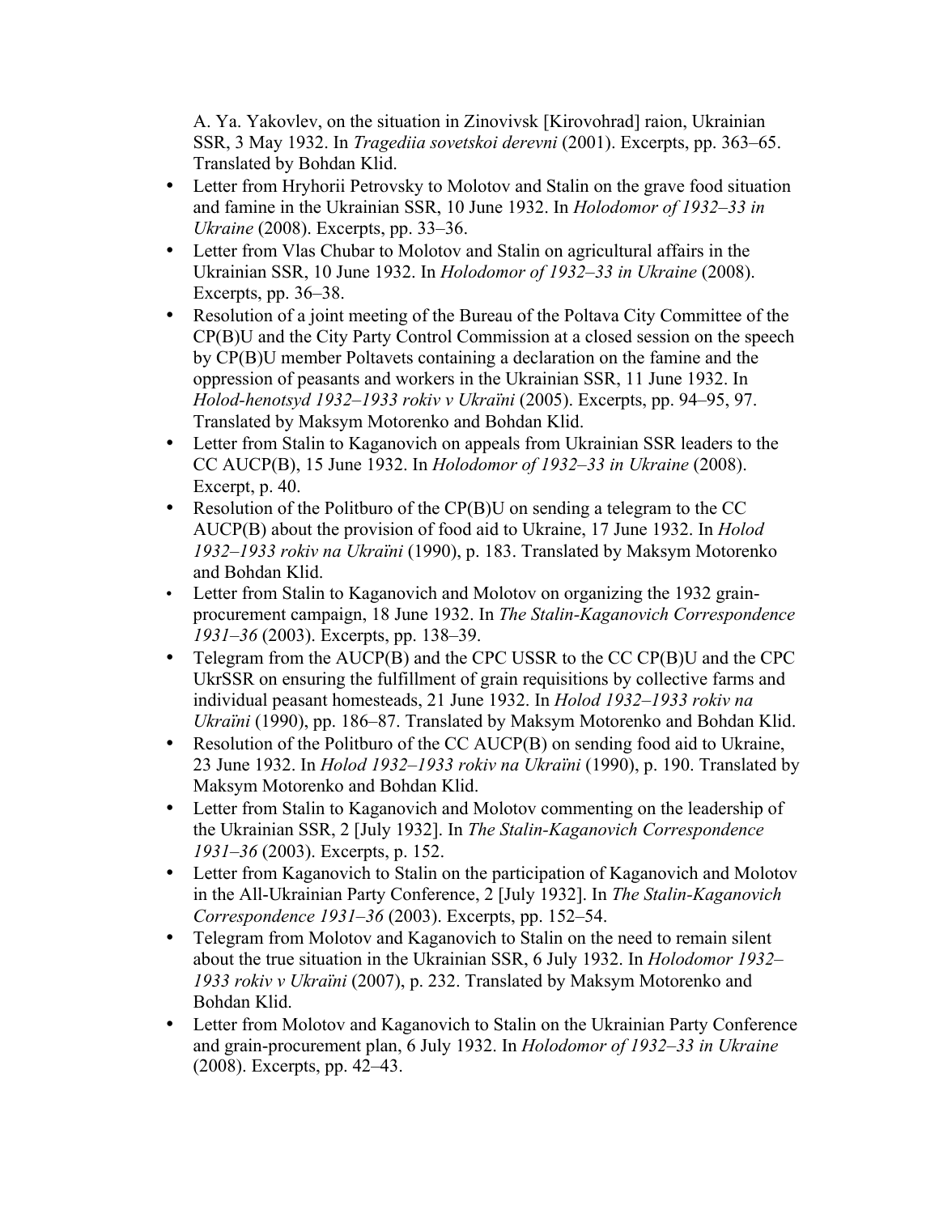A. Ya. Yakovlev, on the situation in Zinovivsk [Kirovohrad] raion, Ukrainian SSR, 3 May 1932. In *Tragediia sovetskoi derevni* (2001). Excerpts, pp. 363–65. Translated by Bohdan Klid.

- Letter from Hryhorii Petrovsky to Molotov and Stalin on the grave food situation and famine in the Ukrainian SSR, 10 June 1932. In *Holodomor of 1932–33 in Ukraine* (2008). Excerpts, pp. 33–36.
- Letter from Vlas Chubar to Molotov and Stalin on agricultural affairs in the Ukrainian SSR, 10 June 1932. In *Holodomor of 1932–33 in Ukraine* (2008). Excerpts, pp. 36–38.
- Resolution of a joint meeting of the Bureau of the Poltava City Committee of the CP(B)U and the City Party Control Commission at a closed session on the speech by CP(B)U member Poltavets containing a declaration on the famine and the oppression of peasants and workers in the Ukrainian SSR, 11 June 1932. In *Holod-henotsyd 1932–1933 rokiv v Ukraïni* (2005). Excerpts, pp. 94–95, 97. Translated by Maksym Motorenko and Bohdan Klid.
- Letter from Stalin to Kaganovich on appeals from Ukrainian SSR leaders to the CC AUCP(B), 15 June 1932. In *Holodomor of 1932–33 in Ukraine* (2008). Excerpt, p. 40.
- Resolution of the Politburo of the CP(B)U on sending a telegram to the CC AUCP(B) about the provision of food aid to Ukraine, 17 June 1932. In *Holod 1932–1933 rokiv na Ukraïni* (1990), p. 183. Translated by Maksym Motorenko and Bohdan Klid.
- Letter from Stalin to Kaganovich and Molotov on organizing the 1932 grain-procurement campaign, 18 June 1932. In *The Stalin-Kaganovich Correspondence 1931–36* (2003). Excerpts, pp. 138–39.
- Telegram from the AUCP(B) and the CPC USSR to the CC CP(B)U and the CPC UkrSSR on ensuring the fulfillment of grain requisitions by collective farms and individual peasant homesteads, 21 June 1932. In *Holod 1932–1933 rokiv na Ukraïni* (1990), pp. 186–87. Translated by Maksym Motorenko and Bohdan Klid.
- Resolution of the Politburo of the CC AUCP(B) on sending food aid to Ukraine, 23 June 1932. In *Holod 1932–1933 rokiv na Ukraïni* (1990), p. 190. Translated by Maksym Motorenko and Bohdan Klid.
- Letter from Stalin to Kaganovich and Molotov commenting on the leadership of the Ukrainian SSR, 2 [July 1932]. In *The Stalin-Kaganovich Correspondence 1931–36* (2003). Excerpts, p. 152.
- Letter from Kaganovich to Stalin on the participation of Kaganovich and Molotov in the All-Ukrainian Party Conference, 2 [July 1932]. In *The Stalin-Kaganovich Correspondence 1931–36* (2003). Excerpts, pp. 152–54.
- Telegram from Molotov and Kaganovich to Stalin on the need to remain silent about the true situation in the Ukrainian SSR, 6 July 1932. In *Holodomor 1932–1933 rokiv v Ukraïni* (2007), p. 232. Translated by Maksym Motorenko and Bohdan Klid.
- Letter from Molotov and Kaganovich to Stalin on the Ukrainian Party Conference and grain-procurement plan, 6 July 1932. In *Holodomor of 1932–33 in Ukraine* (2008). Excerpts, pp. 42–43.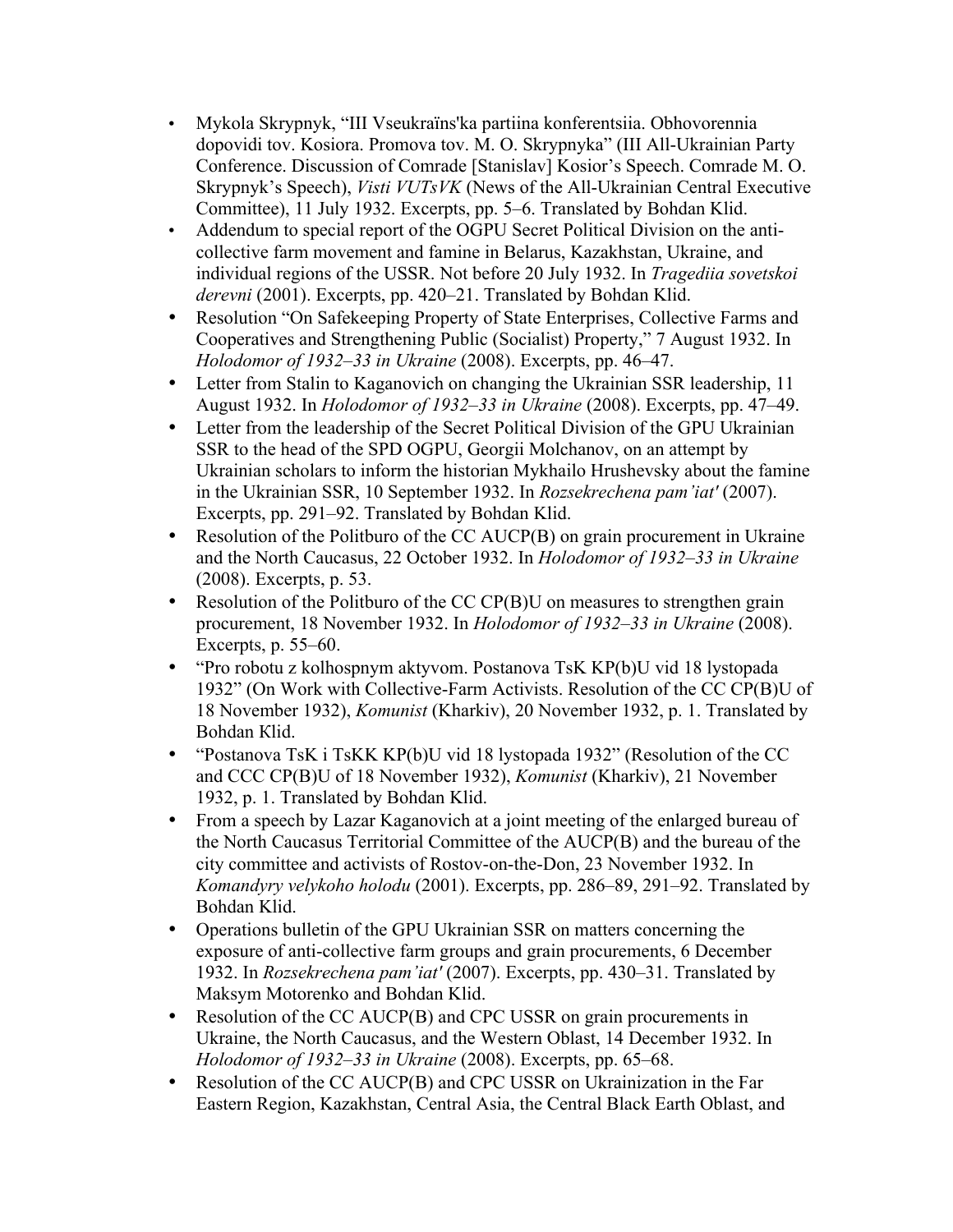- Mykola Skrypnyk, "III Vseukraïns'ka partiina konferentsiia. Obhovorennia dopovidi tov. Kosiora. Promova tov. M. O. Skrypnyka" (III All-Ukrainian Party Conference. Discussion of Comrade [Stanislav] Kosior's Speech. Comrade M. O. Skrypnyk's Speech), *Visti VUTsVK* (News of the All-Ukrainian Central Executive Committee), 11 July 1932. Excerpts, pp. 5–6. Translated by Bohdan Klid.
- Addendum to special report of the OGPU Secret Political Division on the anti-collective farm movement and famine in Belarus, Kazakhstan, Ukraine, and individual regions of the USSR. Not before 20 July 1932. In *Tragediia sovetskoi derevni* (2001). Excerpts, pp. 420–21. Translated by Bohdan Klid.
- Resolution "On Safekeeping Property of State Enterprises, Collective Farms and Cooperatives and Strengthening Public (Socialist) Property," 7 August 1932. In *Holodomor of 1932–33 in Ukraine* (2008). Excerpts, pp. 46–47.
- Letter from Stalin to Kaganovich on changing the Ukrainian SSR leadership, 11 August 1932. In *Holodomor of 1932–33 in Ukraine* (2008). Excerpts, pp. 47–49.
- Letter from the leadership of the Secret Political Division of the GPU Ukrainian SSR to the head of the SPD OGPU, Georgii Molchanov, on an attempt by Ukrainian scholars to inform the historian Mykhailo Hrushevsky about the famine in the Ukrainian SSR, 10 September 1932. In *Rozsekrechena pam'iat'* (2007). Excerpts, pp. 291–92. Translated by Bohdan Klid.
- Resolution of the Politburo of the CC AUCP(B) on grain procurement in Ukraine and the North Caucasus, 22 October 1932. In *Holodomor of 1932–33 in Ukraine* (2008). Excerpts, p. 53.
- Resolution of the Politburo of the CC CP(B)U on measures to strengthen grain procurement, 18 November 1932. In *Holodomor of 1932–33 in Ukraine* (2008). Excerpts, p. 55–60.
- "Pro robotu z kolhospnym aktyvom. Postanova TsK KP(b)U vid 18 lystopada 1932" (On Work with Collective-Farm Activists. Resolution of the CC CP(B)U of 18 November 1932), *Komunist* (Kharkiv), 20 November 1932, p. 1. Translated by Bohdan Klid.
- "Postanova TsK i TsKK KP(b)U vid 18 lystopada 1932" (Resolution of the CC and CCC CP(B)U of 18 November 1932), *Komunist* (Kharkiv), 21 November 1932, p. 1. Translated by Bohdan Klid.
- From a speech by Lazar Kaganovich at a joint meeting of the enlarged bureau of the North Caucasus Territorial Committee of the AUCP(B) and the bureau of the city committee and activists of Rostov-on-the-Don, 23 November 1932. In *Komandyry velykoho holodu* (2001). Excerpts, pp. 286–89, 291–92. Translated by Bohdan Klid.
- Operations bulletin of the GPU Ukrainian SSR on matters concerning the exposure of anti-collective farm groups and grain procurements, 6 December 1932. In *Rozsekrechena pam'iat'* (2007). Excerpts, pp. 430–31. Translated by Maksym Motorenko and Bohdan Klid.
- Resolution of the CC AUCP(B) and CPC USSR on grain procurements in Ukraine, the North Caucasus, and the Western Oblast, 14 December 1932. In *Holodomor of 1932–33 in Ukraine* (2008). Excerpts, pp. 65–68.
- Resolution of the CC AUCP(B) and CPC USSR on Ukrainization in the Far Eastern Region, Kazakhstan, Central Asia, the Central Black Earth Oblast, and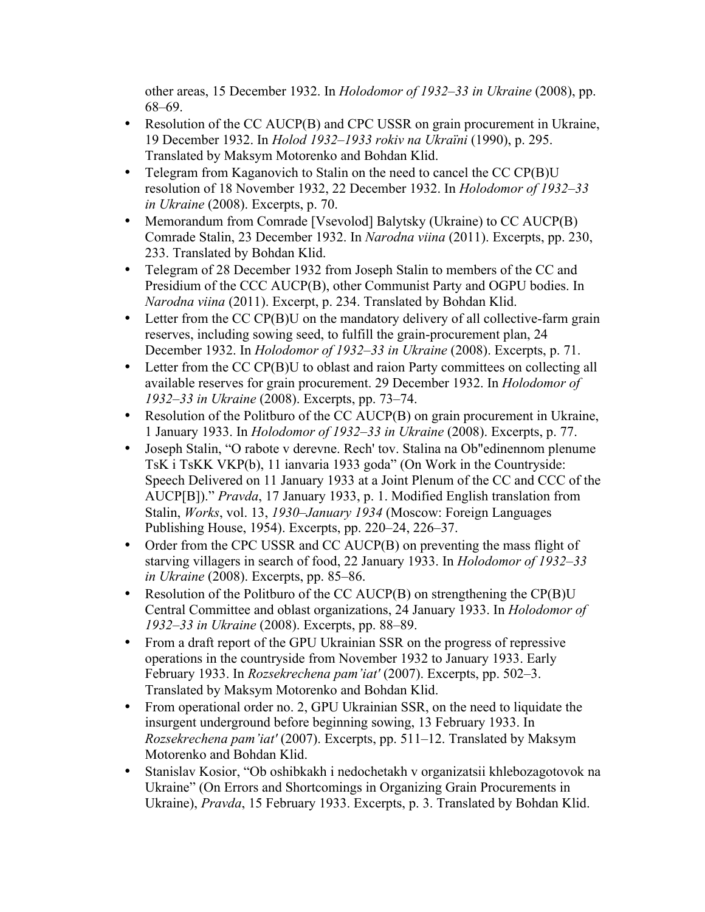other areas, 15 December 1932. In *Holodomor of 1932–33 in Ukraine* (2008), pp. 68–69.

- Resolution of the CC AUCP(B) and CPC USSR on grain procurement in Ukraine, 19 December 1932. In *Holod 1932–1933 rokiv na Ukraïni* (1990), p. 295. Translated by Maksym Motorenko and Bohdan Klid.
- Telegram from Kaganovich to Stalin on the need to cancel the CC CP(B)U resolution of 18 November 1932, 22 December 1932. In *Holodomor of 1932–33 in Ukraine* (2008). Excerpts, p. 70.
- Memorandum from Comrade [Vsevolod] Balytsky (Ukraine) to CC AUCP(B) Comrade Stalin, 23 December 1932. In *Narodna viina* (2011). Excerpts, pp. 230, 233. Translated by Bohdan Klid.
- Telegram of 28 December 1932 from Joseph Stalin to members of the CC and Presidium of the CCC AUCP(B), other Communist Party and OGPU bodies. In *Narodna viina* (2011). Excerpt, p. 234. Translated by Bohdan Klid.
- Letter from the CC CP(B)U on the mandatory delivery of all collective-farm grain reserves, including sowing seed, to fulfill the grain-procurement plan, 24 December 1932. In *Holodomor of 1932–33 in Ukraine* (2008). Excerpts, p. 71.
- Letter from the CC CP(B)U to oblast and raion Party committees on collecting all available reserves for grain procurement. 29 December 1932. In *Holodomor of 1932–33 in Ukraine* (2008). Excerpts, pp. 73–74.
- Resolution of the Politburo of the CC AUCP(B) on grain procurement in Ukraine, 1 January 1933. In *Holodomor of 1932–33 in Ukraine* (2008). Excerpts, p. 77.
- Joseph Stalin, "O rabote v derevne. Rech' tov. Stalina na Ob"edinennom plenume TsK i TsKK VKP(b), 11 ianvaria 1933 goda" (On Work in the Countryside: Speech Delivered on 11 January 1933 at a Joint Plenum of the CC and CCC of the AUCP[B])." *Pravda*, 17 January 1933, p. 1. Modified English translation from Stalin, *Works*, vol. 13, *1930–January 1934* (Moscow: Foreign Languages Publishing House, 1954). Excerpts, pp. 220–24, 226–37.
- Order from the CPC USSR and CC AUCP(B) on preventing the mass flight of starving villagers in search of food, 22 January 1933. In *Holodomor of 1932–33 in Ukraine* (2008). Excerpts, pp. 85–86.
- Resolution of the Politburo of the CC AUCP(B) on strengthening the CP(B)U Central Committee and oblast organizations, 24 January 1933. In *Holodomor of 1932–33 in Ukraine* (2008). Excerpts, pp. 88–89.
- From a draft report of the GPU Ukrainian SSR on the progress of repressive operations in the countryside from November 1932 to January 1933. Early February 1933. In *Rozsekrechena pam'iat'* (2007). Excerpts, pp. 502–3. Translated by Maksym Motorenko and Bohdan Klid.
- From operational order no. 2, GPU Ukrainian SSR, on the need to liquidate the insurgent underground before beginning sowing, 13 February 1933. In *Rozsekrechena pam'iat'* (2007). Excerpts, pp. 511–12. Translated by Maksym Motorenko and Bohdan Klid.
- Stanislav Kosior, "Ob oshibkakh i nedochetakh v organizatsii khlebozagotovok na Ukraine" (On Errors and Shortcomings in Organizing Grain Procurements in Ukraine), *Pravda*, 15 February 1933. Excerpts, p. 3. Translated by Bohdan Klid.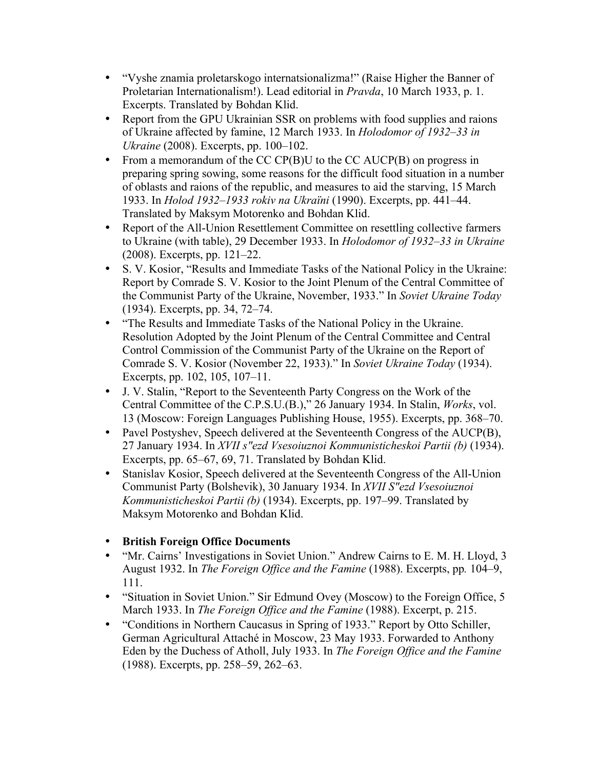- "Vyshe znamia proletarskogo internatsionalizma!" (Raise Higher the Banner of Proletarian Internationalism!). Lead editorial in *Pravda*, 10 March 1933, p. 1. Excerpts. Translated by Bohdan Klid.
- Report from the GPU Ukrainian SSR on problems with food supplies and raions of Ukraine affected by famine, 12 March 1933. In *Holodomor of 1932–33 in Ukraine* (2008). Excerpts, pp. 100–102.
- From a memorandum of the CC CP(B)U to the CC AUCP(B) on progress in preparing spring sowing, some reasons for the difficult food situation in a number of oblasts and raions of the republic, and measures to aid the starving, 15 March 1933. In *Holod 1932–1933 rokiv na Ukraïni* (1990). Excerpts, pp. 441–44. Translated by Maksym Motorenko and Bohdan Klid.
- Report of the All-Union Resettlement Committee on resettling collective farmers to Ukraine (with table), 29 December 1933. In *Holodomor of 1932–33 in Ukraine* (2008). Excerpts, pp. 121–22.
- S. V. Kosior, "Results and Immediate Tasks of the National Policy in the Ukraine: Report by Comrade S. V. Kosior to the Joint Plenum of the Central Committee of the Communist Party of the Ukraine, November, 1933." In *Soviet Ukraine Today* (1934). Excerpts, pp. 34, 72–74.
- "The Results and Immediate Tasks of the National Policy in the Ukraine. Resolution Adopted by the Joint Plenum of the Central Committee and Central Control Commission of the Communist Party of the Ukraine on the Report of Comrade S. V. Kosior (November 22, 1933)." In *Soviet Ukraine Today* (1934). Excerpts, pp. 102, 105, 107–11.
- J. V. Stalin, "Report to the Seventeenth Party Congress on the Work of the Central Committee of the C.P.S.U.(B.)," 26 January 1934. In Stalin, *Works*, vol. 13 (Moscow: Foreign Languages Publishing House, 1955). Excerpts, pp. 368–70.
- Pavel Postyshev, Speech delivered at the Seventeenth Congress of the AUCP(B), 27 January 1934. In *XVII s"ezd Vsesoiuznoi Kommunisticheskoi Partii (b)* (1934). Excerpts, pp. 65–67, 69, 71. Translated by Bohdan Klid.
- Stanislav Kosior, Speech delivered at the Seventeenth Congress of the All-Union Communist Party (Bolshevik), 30 January 1934. In *XVII S"ezd Vsesoiuznoi Kommunisticheskoi Partii (b)* (1934). Excerpts, pp. 197–99. Translated by Maksym Motorenko and Bohdan Klid.

- **British Foreign Office Documents**
- "Mr. Cairns' Investigations in Soviet Union." Andrew Cairns to E. M. H. Lloyd, 3 August 1932. In *The Foreign Office and the Famine* (1988). Excerpts, pp. 104–9, 111.
- "Situation in Soviet Union." Sir Edmund Ovey (Moscow) to the Foreign Office, 5 March 1933. In *The Foreign Office and the Famine* (1988). Excerpt, p. 215.
- "Conditions in Northern Caucasus in Spring of 1933." Report by Otto Schiller, German Agricultural Attaché in Moscow, 23 May 1933. Forwarded to Anthony Eden by the Duchess of Atholl, July 1933. In *The Foreign Office and the Famine* (1988). Excerpts, pp. 258–59, 262–63.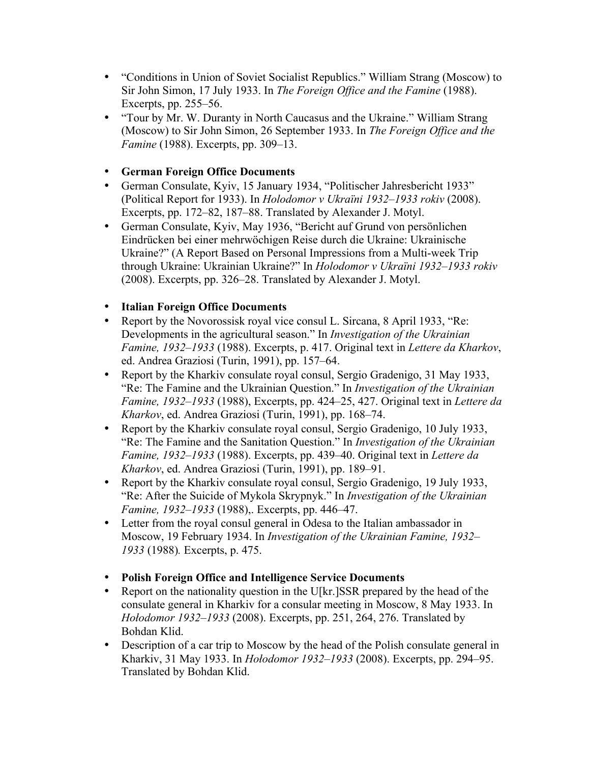- “Conditions in Union of Soviet Socialist Republics.” William Strang (Moscow) to Sir John Simon, 17 July 1933. In *The Foreign Office and the Famine* (1988). Excerpts, pp. 255–56.
- “Tour by Mr. W. Duranty in North Caucasus and the Ukraine.” William Strang (Moscow) to Sir John Simon, 26 September 1933. In *The Foreign Office and the Famine* (1988). Excerpts, pp. 309–13.

- **German Foreign Office Documents**
- German Consulate, Kyiv, 15 January 1934, “Politischer Jahresbericht 1933” (Political Report for 1933). In *Holodomor v Ukraïni 1932–1933 rokiv* (2008). Excerpts, pp. 172–82, 187–88. Translated by Alexander J. Motyl.
- German Consulate, Kyiv, May 1936, “Bericht auf Grund von persönlichen Eindrücken bei einer mehrwöchigen Reise durch die Ukraine: Ukrainische Ukraine?” (A Report Based on Personal Impressions from a Multi-week Trip through Ukraine: Ukrainian Ukraine?” In *Holodomor v Ukraïni 1932–1933 rokiv* (2008). Excerpts, pp. 326–28. Translated by Alexander J. Motyl.

- **Italian Foreign Office Documents**
- Report by the Novorossisk royal vice consul L. Sircana, 8 April 1933, “Re: Developments in the agricultural season.” In *Investigation of the Ukrainian Famine, 1932–1933* (1988). Excerpts, p. 417. Original text in *Lettere da Kharkov*, ed. Andrea Graziosi (Turin, 1991), pp. 157–64.
- Report by the Kharkiv consulate royal consul, Sergio Gradenigo, 31 May 1933, “Re: The Famine and the Ukrainian Question.” In *Investigation of the Ukrainian Famine, 1932–1933* (1988), Excerpts, pp. 424–25, 427. Original text in *Lettere da Kharkov*, ed. Andrea Graziosi (Turin, 1991), pp. 168–74.
- Report by the Kharkiv consulate royal consul, Sergio Gradenigo, 10 July 1933, “Re: The Famine and the Sanitation Question.” In *Investigation of the Ukrainian Famine, 1932–1933* (1988). Excerpts, pp. 439–40. Original text in *Lettere da Kharkov*, ed. Andrea Graziosi (Turin, 1991), pp. 189–91.
- Report by the Kharkiv consulate royal consul, Sergio Gradenigo, 19 July 1933, “Re: After the Suicide of Mykola Skrypnyk.” In *Investigation of the Ukrainian Famine, 1932–1933* (1988),. Excerpts, pp. 446–47.
- Letter from the royal consul general in Odesa to the Italian ambassador in Moscow, 19 February 1934. In *Investigation of the Ukrainian Famine, 1932–1933* (1988). Excerpts, p. 475.

- **Polish Foreign Office and Intelligence Service Documents**
- Report on the nationality question in the U[kr.]SSR prepared by the head of the consulate general in Kharkiv for a consular meeting in Moscow, 8 May 1933. In *Hołodomor 1932–1933* (2008). Excerpts, pp. 251, 264, 276. Translated by Bohdan Klid.
- Description of a car trip to Moscow by the head of the Polish consulate general in Kharkiv, 31 May 1933. In *Hołodomor 1932–1933* (2008). Excerpts, pp. 294–95. Translated by Bohdan Klid.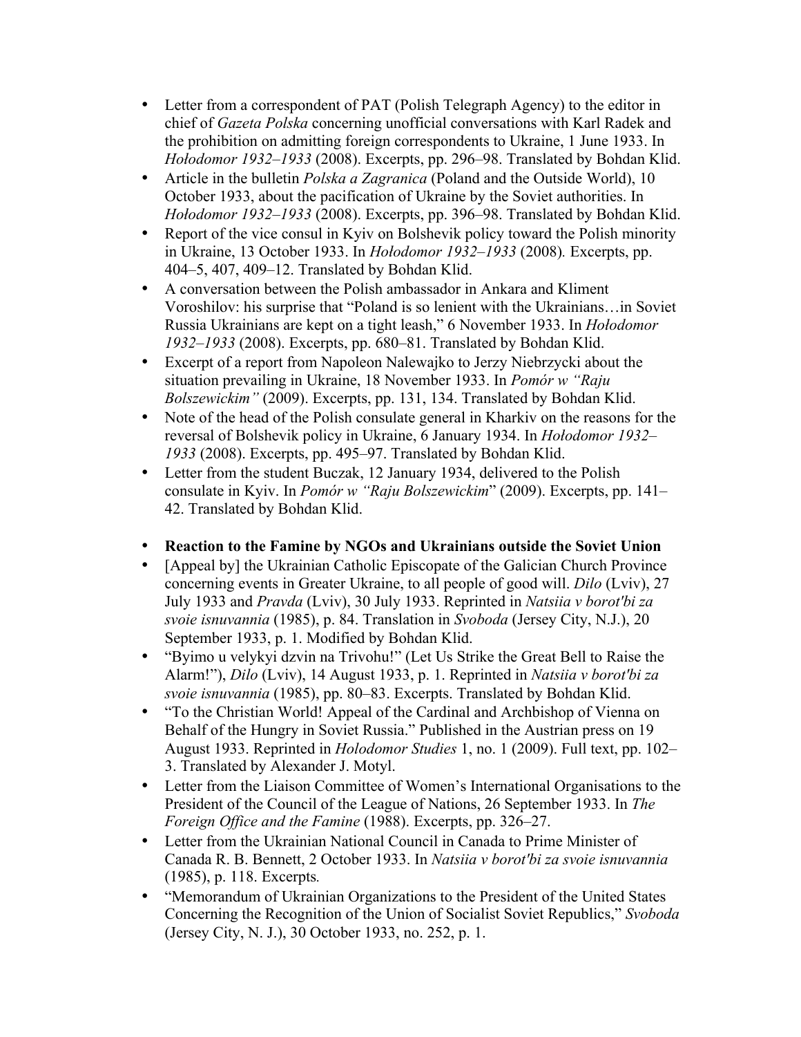- Letter from a correspondent of PAT (Polish Telegraph Agency) to the editor in chief of *Gazeta Polska* concerning unofficial conversations with Karl Radek and the prohibition on admitting foreign correspondents to Ukraine, 1 June 1933. In *Hołodomor 1932–1933* (2008). Excerpts, pp. 296–98. Translated by Bohdan Klid.
- Article in the bulletin *Polska a Zagranica* (Poland and the Outside World), 10 October 1933, about the pacification of Ukraine by the Soviet authorities. In *Hołodomor 1932–1933* (2008). Excerpts, pp. 396–98. Translated by Bohdan Klid.
- Report of the vice consul in Kyiv on Bolshevik policy toward the Polish minority in Ukraine, 13 October 1933. In *Hołodomor 1932–1933* (2008). Excerpts, pp. 404–5, 407, 409–12. Translated by Bohdan Klid.
- A conversation between the Polish ambassador in Ankara and Kliment Voroshilov: his surprise that "Poland is so lenient with the Ukrainians…in Soviet Russia Ukrainians are kept on a tight leash," 6 November 1933. In *Hołodomor 1932–1933* (2008). Excerpts, pp. 680–81. Translated by Bohdan Klid.
- Excerpt of a report from Napoleon Nalewajko to Jerzy Niebrzycki about the situation prevailing in Ukraine, 18 November 1933. In *Pomór w "Raju Bolszewickim"* (2009). Excerpts, pp. 131, 134. Translated by Bohdan Klid.
- Note of the head of the Polish consulate general in Kharkiv on the reasons for the reversal of Bolshevik policy in Ukraine, 6 January 1934. In *Hołodomor 1932–1933* (2008). Excerpts, pp. 495–97. Translated by Bohdan Klid.
- Letter from the student Buczak, 12 January 1934, delivered to the Polish consulate in Kyiv. In *Pomór w "Raju Bolszewickim*" (2009). Excerpts, pp. 141–42. Translated by Bohdan Klid.

- **Reaction to the Famine by NGOs and Ukrainians outside the Soviet Union**
- [Appeal by] the Ukrainian Catholic Episcopate of the Galician Church Province concerning events in Greater Ukraine, to all people of good will. *Dilo* (Lviv), 27 July 1933 and *Pravda* (Lviv), 30 July 1933. Reprinted in *Natsiia v borot'bi za svoie isnuvannia* (1985), p. 84. Translation in *Svoboda* (Jersey City, N.J.), 20 September 1933, p. 1. Modified by Bohdan Klid.
- "Byimo u velykyi dzvin na Trivohu!" (Let Us Strike the Great Bell to Raise the Alarm!"), *Dilo* (Lviv), 14 August 1933, p. 1. Reprinted in *Natsiia v borot'bi za svoie isnuvannia* (1985), pp. 80–83. Excerpts. Translated by Bohdan Klid.
- "To the Christian World! Appeal of the Cardinal and Archbishop of Vienna on Behalf of the Hungry in Soviet Russia." Published in the Austrian press on 19 August 1933. Reprinted in *Holodomor Studies* 1, no. 1 (2009). Full text, pp. 102–3. Translated by Alexander J. Motyl.
- Letter from the Liaison Committee of Women's International Organisations to the President of the Council of the League of Nations, 26 September 1933. In *The Foreign Office and the Famine* (1988). Excerpts, pp. 326–27.
- Letter from the Ukrainian National Council in Canada to Prime Minister of Canada R. B. Bennett, 2 October 1933. In *Natsiia v borot'bi za svoie isnuvannia* (1985), p. 118. Excerpts.
- "Memorandum of Ukrainian Organizations to the President of the United States Concerning the Recognition of the Union of Socialist Soviet Republics," *Svoboda* (Jersey City, N. J.), 30 October 1933, no. 252, p. 1.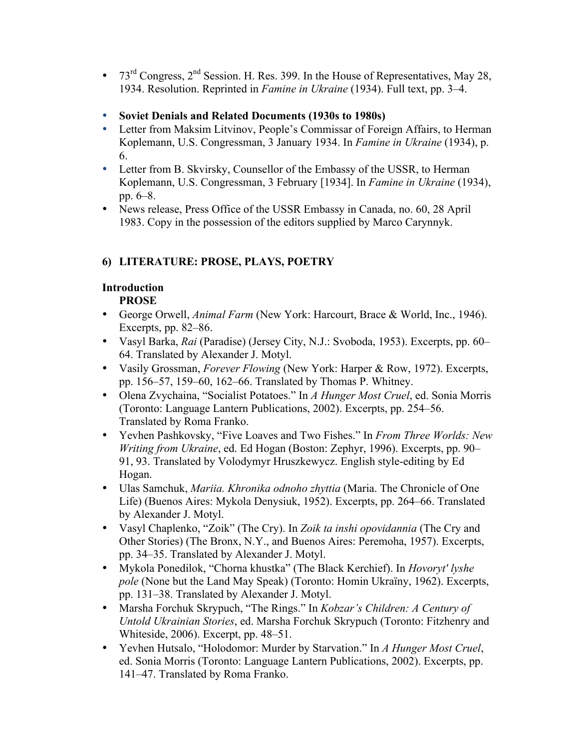- 73rd Congress, 2nd Session. H. Res. 399. In the House of Representatives, May 28, 1934. Resolution. Reprinted in *Famine in Ukraine* (1934). Full text, pp. 3–4.

- **Soviet Denials and Related Documents (1930s to 1980s)**
- Letter from Maksim Litvinov, People's Commissar of Foreign Affairs, to Herman Koplemann, U.S. Congressman, 3 January 1934. In *Famine in Ukraine* (1934), p. 6.
- Letter from B. Skvirsky, Counsellor of the Embassy of the USSR, to Herman Koplemann, U.S. Congressman, 3 February [1934]. In *Famine in Ukraine* (1934), pp. 6–8.
- News release, Press Office of the USSR Embassy in Canada, no. 60, 28 April 1983. Copy in the possession of the editors supplied by Marco Carynnyk.

## 6) LITERATURE: PROSE, PLAYS, POETRY

### Introduction

**PROSE**

- George Orwell, *Animal Farm* (New York: Harcourt, Brace & World, Inc., 1946). Excerpts, pp. 82–86.
- Vasyl Barka, *Rai* (Paradise) (Jersey City, N.J.: Svoboda, 1953). Excerpts, pp. 60–64. Translated by Alexander J. Motyl.
- Vasily Grossman, *Forever Flowing* (New York: Harper & Row, 1972). Excerpts, pp. 156–57, 159–60, 162–66. Translated by Thomas P. Whitney.
- Olena Zvychaina, "Socialist Potatoes." In *A Hunger Most Cruel*, ed. Sonia Morris (Toronto: Language Lantern Publications, 2002). Excerpts, pp. 254–56. Translated by Roma Franko.
- Yevhen Pashkovsky, "Five Loaves and Two Fishes." In *From Three Worlds: New Writing from Ukraine*, ed. Ed Hogan (Boston: Zephyr, 1996). Excerpts, pp. 90–91, 93. Translated by Volodymyr Hruszkewycz. English style-editing by Ed Hogan.
- Ulas Samchuk, *Mariia. Khronika odnoho zhyttia* (Maria. The Chronicle of One Life) (Buenos Aires: Mykola Denysiuk, 1952). Excerpts, pp. 264–66. Translated by Alexander J. Motyl.
- Vasyl Chaplenko, "Zoik" (The Cry). In *Zoik ta inshi opovidannia* (The Cry and Other Stories) (The Bronx, N.Y., and Buenos Aires: Peremoha, 1957). Excerpts, pp. 34–35. Translated by Alexander J. Motyl.
- Mykola Ponedilok, "Chorna khustka" (The Black Kerchief). In *Hovoryt' lyshe pole* (None but the Land May Speak) (Toronto: Homin Ukraïny, 1962). Excerpts, pp. 131–38. Translated by Alexander J. Motyl.
- Marsha Forchuk Skrypuch, "The Rings." In *Kobzar's Children: A Century of Untold Ukrainian Stories*, ed. Marsha Forchuk Skrypuch (Toronto: Fitzhenry and Whiteside, 2006). Excerpt, pp. 48–51.
- Yevhen Hutsalo, "Holodomor: Murder by Starvation." In *A Hunger Most Cruel*, ed. Sonia Morris (Toronto: Language Lantern Publications, 2002). Excerpts, pp. 141–47. Translated by Roma Franko.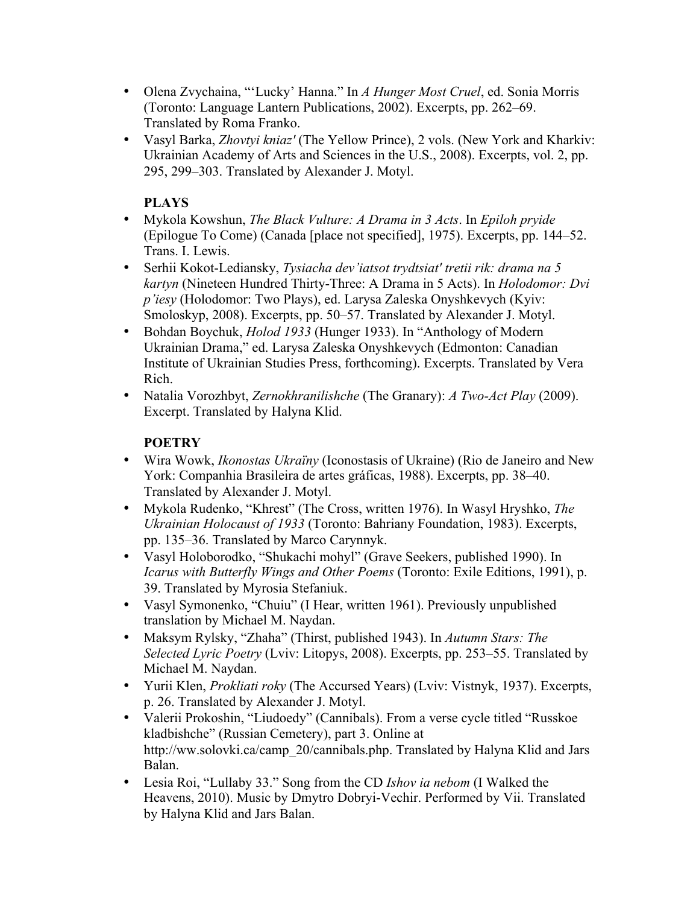- Olena Zvychaina, "'Lucky' Hanna." In *A Hunger Most Cruel*, ed. Sonia Morris (Toronto: Language Lantern Publications, 2002). Excerpts, pp. 262–69. Translated by Roma Franko.
- Vasyl Barka, *Zhovtyi kniaz'* (The Yellow Prince), 2 vols. (New York and Kharkiv: Ukrainian Academy of Arts and Sciences in the U.S., 2008). Excerpts, vol. 2, pp. 295, 299–303. Translated by Alexander J. Motyl.

**PLAYS**

- Mykola Kowshun, *The Black Vulture: A Drama in 3 Acts*. In *Epiloh pryide* (Epilogue To Come) (Canada [place not specified], 1975). Excerpts, pp. 144–52. Trans. I. Lewis.
- Serhii Kokot-Lediansky, *Tysiacha dev'iatsot trydtsiat' tretii rik: drama na 5 kartyn* (Nineteen Hundred Thirty-Three: A Drama in 5 Acts). In *Holodomor: Dvi p'iesy* (Holodomor: Two Plays), ed. Larysa Zaleska Onyshkevych (Kyiv: Smoloskyp, 2008). Excerpts, pp. 50–57. Translated by Alexander J. Motyl.
- Bohdan Boychuk, *Holod 1933* (Hunger 1933). In "Anthology of Modern Ukrainian Drama," ed. Larysa Zaleska Onyshkevych (Edmonton: Canadian Institute of Ukrainian Studies Press, forthcoming). Excerpts. Translated by Vera Rich.
- Natalia Vorozhbyt, *Zernokhranilishche* (The Granary): *A Two-Act Play* (2009). Excerpt. Translated by Halyna Klid.

**POETRY**

- Wira Wowk, *Ikonostas Ukraïny* (Iconostasis of Ukraine) (Rio de Janeiro and New York: Companhia Brasileira de artes gráficas, 1988). Excerpts, pp. 38–40. Translated by Alexander J. Motyl.
- Mykola Rudenko, "Khrest" (The Cross, written 1976). In Wasyl Hryshko, *The Ukrainian Holocaust of 1933* (Toronto: Bahriany Foundation, 1983). Excerpts, pp. 135–36. Translated by Marco Carynnyk.
- Vasyl Holoborodko, "Shukachi mohyl" (Grave Seekers, published 1990). In *Icarus with Butterfly Wings and Other Poems* (Toronto: Exile Editions, 1991), p. 39. Translated by Myrosia Stefaniuk.
- Vasyl Symonenko, "Chuiu" (I Hear, written 1961). Previously unpublished translation by Michael M. Naydan.
- Maksym Rylsky, "Zhaha" (Thirst, published 1943). In *Autumn Stars: The Selected Lyric Poetry* (Lviv: Litopys, 2008). Excerpts, pp. 253–55. Translated by Michael M. Naydan.
- Yurii Klen, *Prokliati roky* (The Accursed Years) (Lviv: Vistnyk, 1937). Excerpts, p. 26. Translated by Alexander J. Motyl.
- Valerii Prokoshin, "Liudoedy" (Cannibals). From a verse cycle titled "Russkoe kladbishche" (Russian Cemetery), part 3. Online at http://ww.solovki.ca/camp_20/cannibals.php. Translated by Halyna Klid and Jars Balan.
- Lesia Roi, "Lullaby 33." Song from the CD *Ishov ia nebom* (I Walked the Heavens, 2010). Music by Dmytro Dobryi-Vechir. Performed by Vii. Translated by Halyna Klid and Jars Balan.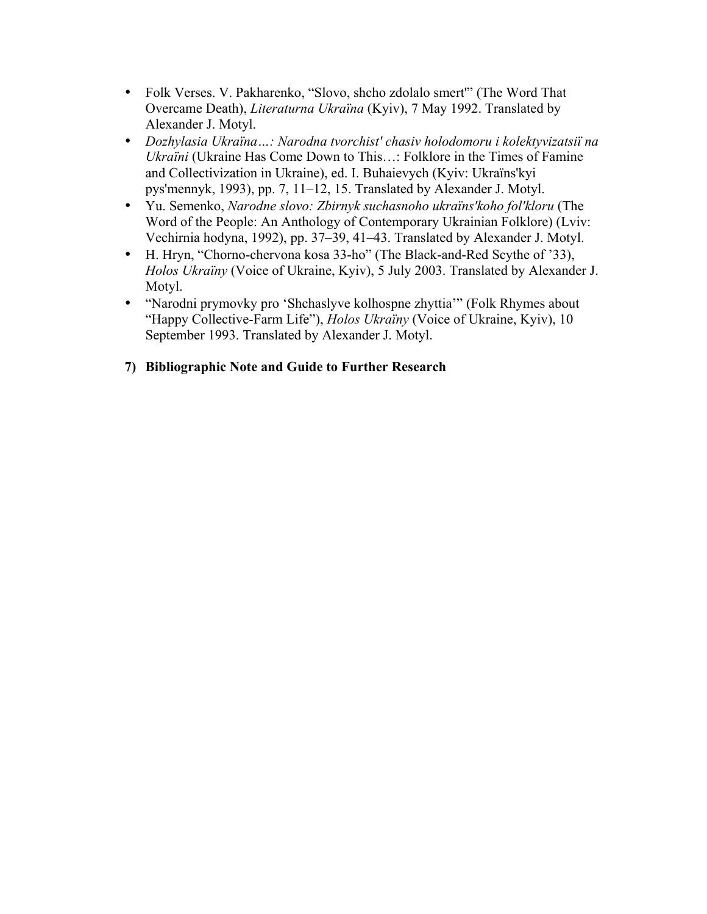- Folk Verses. V. Pakharenko, "Slovo, shcho zdolalo smert'" (The Word That Overcame Death), *Literaturna Ukraïna* (Kyiv), 7 May 1992. Translated by Alexander J. Motyl.
- *Dozhylasia Ukraïna…: Narodna tvorchist' chasiv holodomoru i kolektyvizatsiï na Ukraïni* (Ukraine Has Come Down to This…: Folklore in the Times of Famine and Collectivization in Ukraine), ed. I. Buhaievych (Kyiv: Ukraïns'kyi pys'mennyk, 1993), pp. 7, 11–12, 15. Translated by Alexander J. Motyl.
- Yu. Semenko, *Narodne slovo: Zbirnyk suchasnoho ukraïns'koho fol'kloru* (The Word of the People: An Anthology of Contemporary Ukrainian Folklore) (Lviv: Vechirnia hodyna, 1992), pp. 37–39, 41–43. Translated by Alexander J. Motyl.
- H. Hryn, "Chorno-chervona kosa 33-ho" (The Black-and-Red Scythe of '33), *Holos Ukraïny* (Voice of Ukraine, Kyiv), 5 July 2003. Translated by Alexander J. Motyl.
- "Narodni prymovky pro 'Shchaslyve kolhospne zhyttia'" (Folk Rhymes about "Happy Collective-Farm Life"), *Holos Ukraïny* (Voice of Ukraine, Kyiv), 10 September 1993. Translated by Alexander J. Motyl.

**7) Bibliographic Note and Guide to Further Research**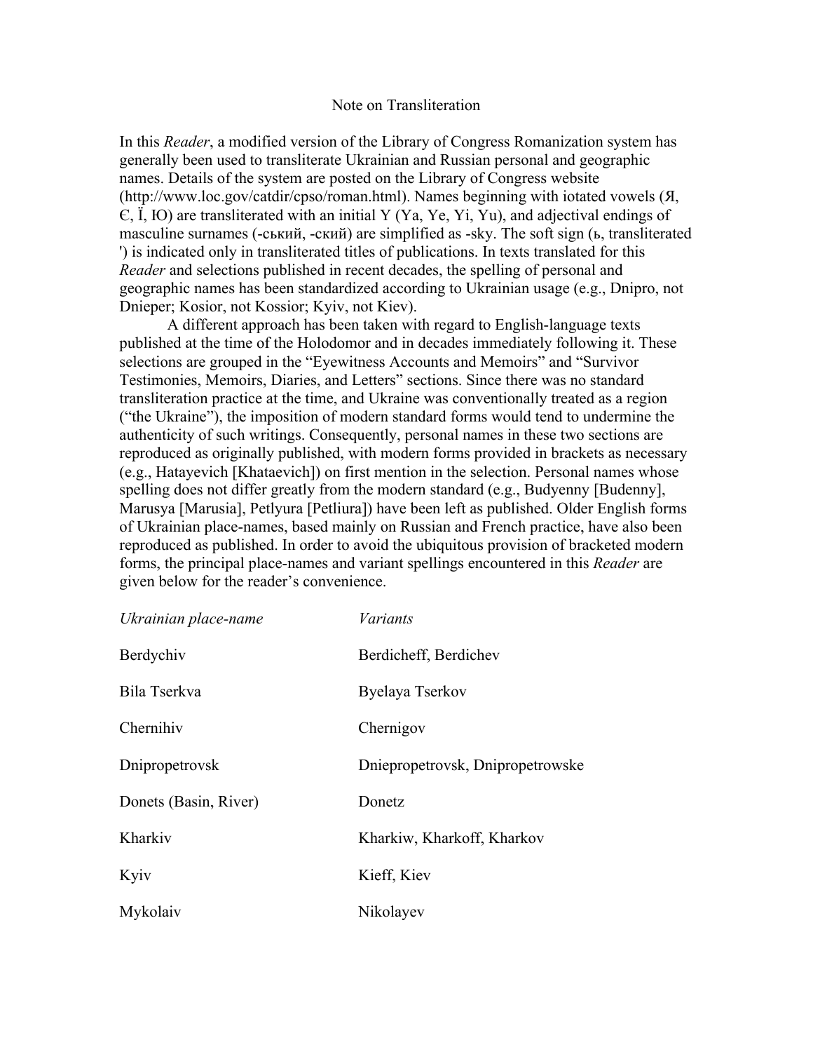# Note on Transliteration

In this *Reader*, a modified version of the Library of Congress Romanization system has generally been used to transliterate Ukrainian and Russian personal and geographic names. Details of the system are posted on the Library of Congress website (http://www.loc.gov/catdir/cpso/roman.html). Names beginning with iotated vowels (Я, Є, Ї, Ю) are transliterated with an initial Y (Ya, Ye, Yi, Yu), and adjectival endings of masculine surnames (-ський, -ский) are simplified as -sky. The soft sign (ь, transliterated ') is indicated only in transliterated titles of publications. In texts translated for this *Reader* and selections published in recent decades, the spelling of personal and geographic names has been standardized according to Ukrainian usage (e.g., Dnipro, not Dnieper; Kosior, not Kossior; Kyiv, not Kiev).

A different approach has been taken with regard to English-language texts published at the time of the Holodomor and in decades immediately following it. These selections are grouped in the "Eyewitness Accounts and Memoirs" and "Survivor Testimonies, Memoirs, Diaries, and Letters" sections. Since there was no standard transliteration practice at the time, and Ukraine was conventionally treated as a region ("the Ukraine"), the imposition of modern standard forms would tend to undermine the authenticity of such writings. Consequently, personal names in these two sections are reproduced as originally published, with modern forms provided in brackets as necessary (e.g., Hatayevich [Khataevich]) on first mention in the selection. Personal names whose spelling does not differ greatly from the modern standard (e.g., Budyenny [Budenny], Marusya [Marusia], Petlyura [Petliura]) have been left as published. Older English forms of Ukrainian place-names, based mainly on Russian and French practice, have also been reproduced as published. In order to avoid the ubiquitous provision of bracketed modern forms, the principal place-names and variant spellings encountered in this *Reader* are given below for the reader's convenience.

| *Ukrainian place-name* | *Variants* |
| --- | --- |
| Berdychiv | Berdicheff, Berdichev |
| Bila Tserkva | Byelaya Tserkov |
| Chernihiv | Chernigov |
| Dnipropetrovsk | Dniepropetrovsk, Dnipropetrowske |
| Donets (Basin, River) | Donetz |
| Kharkiv | Kharkiw, Kharkoff, Kharkov |
| Kyiv | Kieff, Kiev |
| Mykolaiv | Nikolayev |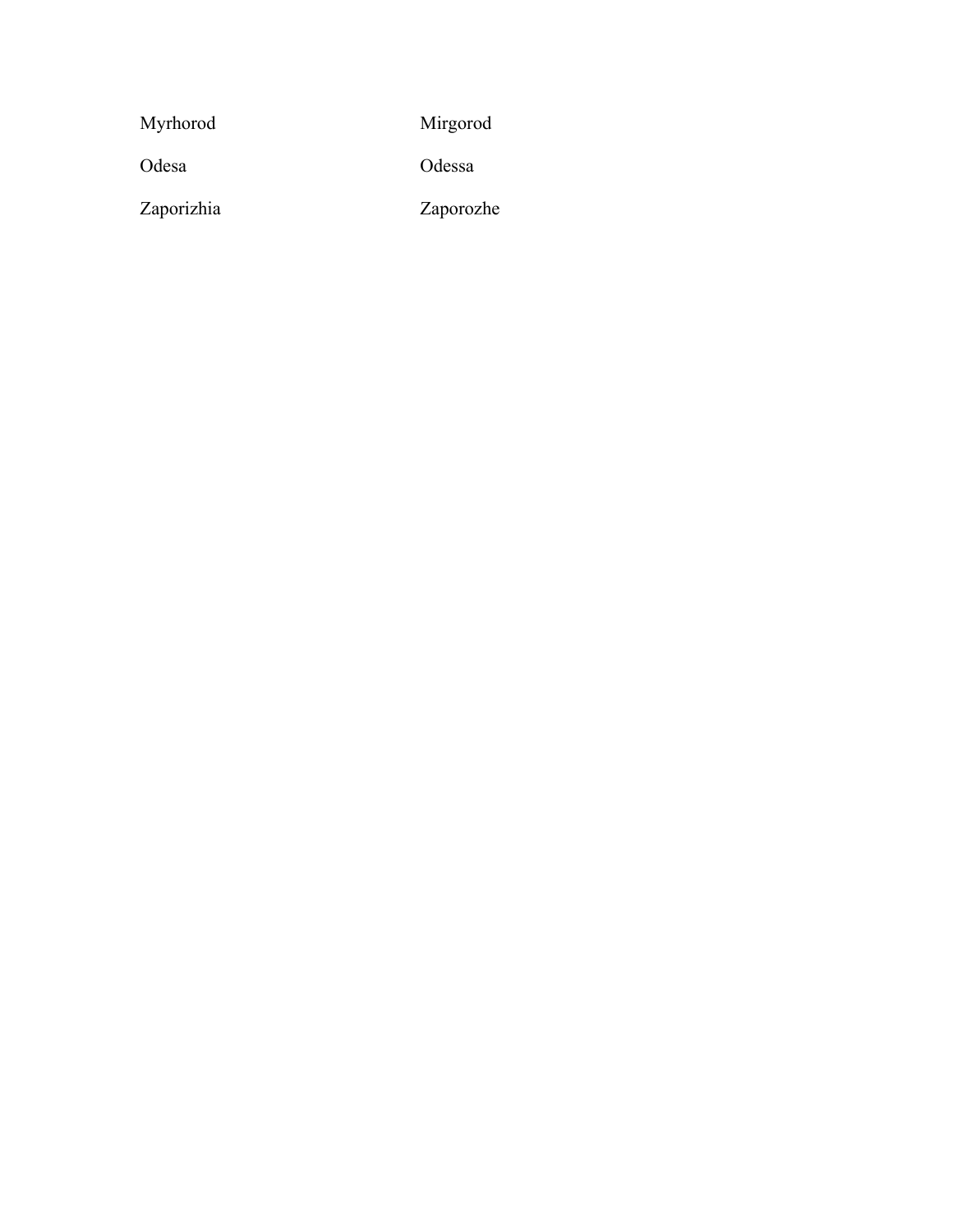| | |
|---|---|
| Myrhorod | Mirgorod |
| Odesa | Odessa |
| Zaporizhia | Zaporozhe |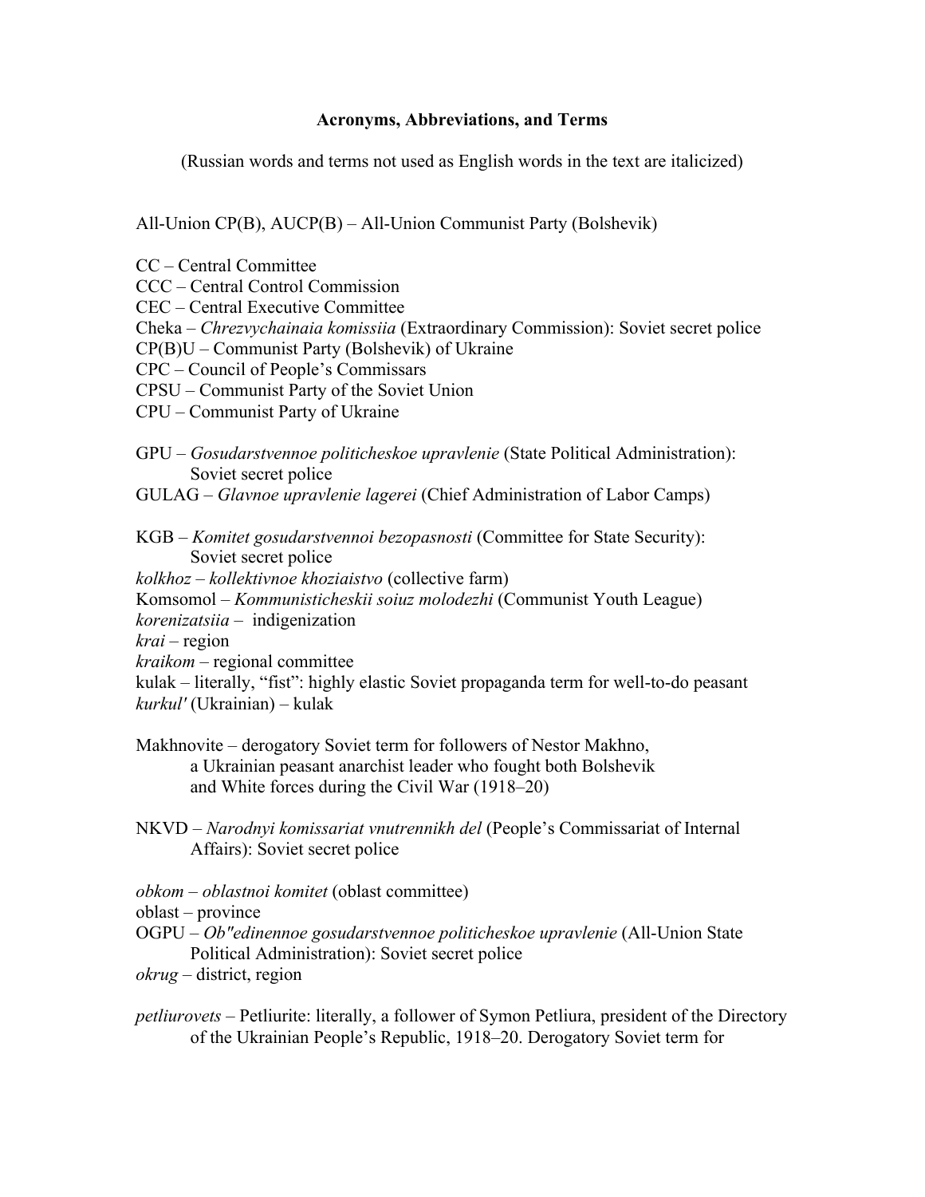## Acronyms, Abbreviations, and Terms

(Russian words and terms not used as English words in the text are italicized)

All-Union CP(B), AUCP(B) – All-Union Communist Party (Bolshevik)

CC – Central Committee
CCC – Central Control Commission
CEC – Central Executive Committee
Cheka – *Chrezvychainaia komissiia* (Extraordinary Commission): Soviet secret police
CP(B)U – Communist Party (Bolshevik) of Ukraine
CPC – Council of People's Commissars
CPSU – Communist Party of the Soviet Union
CPU – Communist Party of Ukraine

GPU – *Gosudarstvennoe politicheskoe upravlenie* (State Political Administration): Soviet secret police
GULAG – *Glavnoe upravlenie lagerei* (Chief Administration of Labor Camps)

KGB – *Komitet gosudarstvennoi bezopasnosti* (Committee for State Security): Soviet secret police
*kolkhoz* – *kollektivnoe khoziaistvo* (collective farm)
Komsomol – *Kommunisticheskii soiuz molodezhi* (Communist Youth League)
*korenizatsiia* – indigenization
*krai* – region
*kraikom* – regional committee
kulak – literally, "fist": highly elastic Soviet propaganda term for well-to-do peasant
*kurkul'* (Ukrainian) – kulak

Makhnovite – derogatory Soviet term for followers of Nestor Makhno, a Ukrainian peasant anarchist leader who fought both Bolshevik and White forces during the Civil War (1918–20)

NKVD – *Narodnyi komissariat vnutrennikh del* (People's Commissariat of Internal Affairs): Soviet secret police

*obkom* – *oblastnoi komitet* (oblast committee)
oblast – province
OGPU – *Ob"edinennoe gosudarstvennoe politicheskoe upravlenie* (All-Union State Political Administration): Soviet secret police
*okrug* – district, region

*petliurovets* – Petliurite: literally, a follower of Symon Petliura, president of the Directory of the Ukrainian People's Republic, 1918–20. Derogatory Soviet term for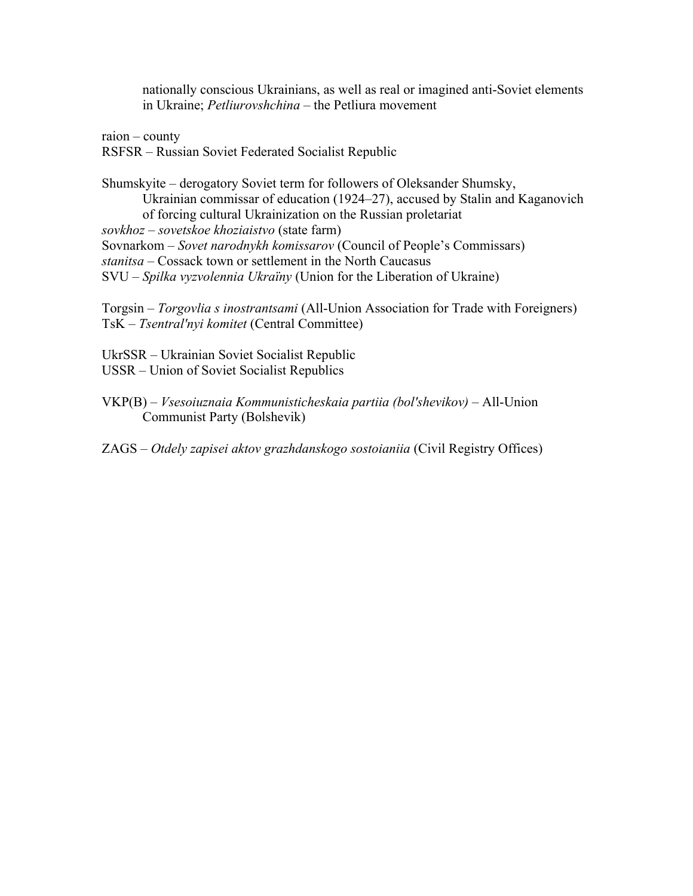nationally conscious Ukrainians, as well as real or imagined anti-Soviet elements in Ukraine; *Petliurovshchina* – the Petliura movement

raion – county
RSFSR – Russian Soviet Federated Socialist Republic

Shumskyite – derogatory Soviet term for followers of Oleksander Shumsky, Ukrainian commissar of education (1924–27), accused by Stalin and Kaganovich of forcing cultural Ukrainization on the Russian proletariat
*sovkhoz – sovetskoe khoziaistvo* (state farm)
Sovnarkom – *Sovet narodnykh komissarov* (Council of People's Commissars)
*stanitsa* – Cossack town or settlement in the North Caucasus
SVU – *Spilka vyzvolennia Ukraïny* (Union for the Liberation of Ukraine)

Torgsin – *Torgovlia s inostrantsami* (All-Union Association for Trade with Foreigners)
TsK – *Tsentral'nyi komitet* (Central Committee)

UkrSSR – Ukrainian Soviet Socialist Republic
USSR – Union of Soviet Socialist Republics

VKP(B) – *Vsesoiuznaia Kommunisticheskaia partiia (bol'shevikov)* – All-Union Communist Party (Bolshevik)

ZAGS – *Otdely zapisei aktov grazhdanskogo sostoianiia* (Civil Registry Offices)